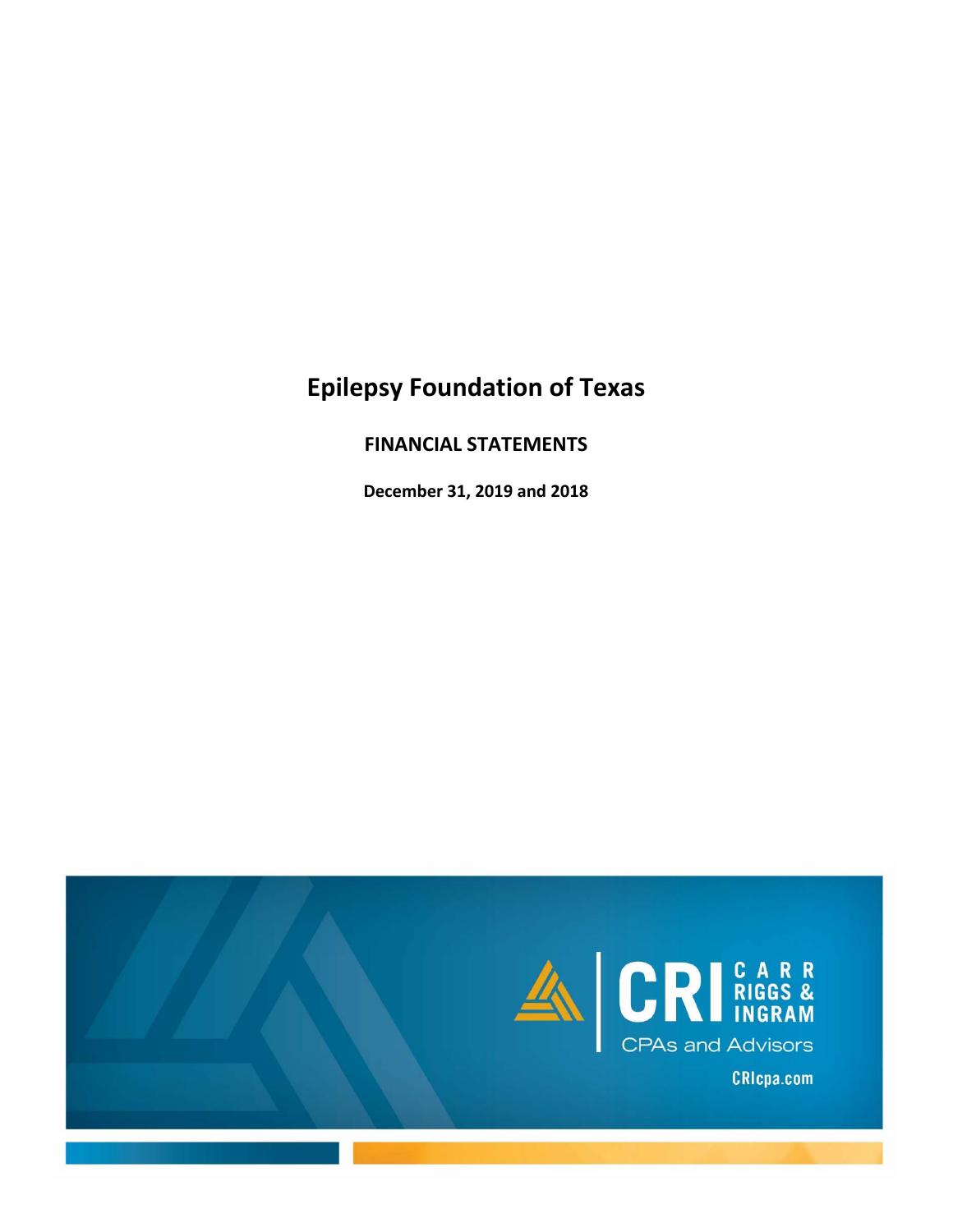# Epilepsy Foundation of Texas

## FINANCIAL STATEMENTS

**December 31, 2019 and 2018**

CRI CARR RIGGS & INGRAM

CPAs and Advisors

CRIcpa.com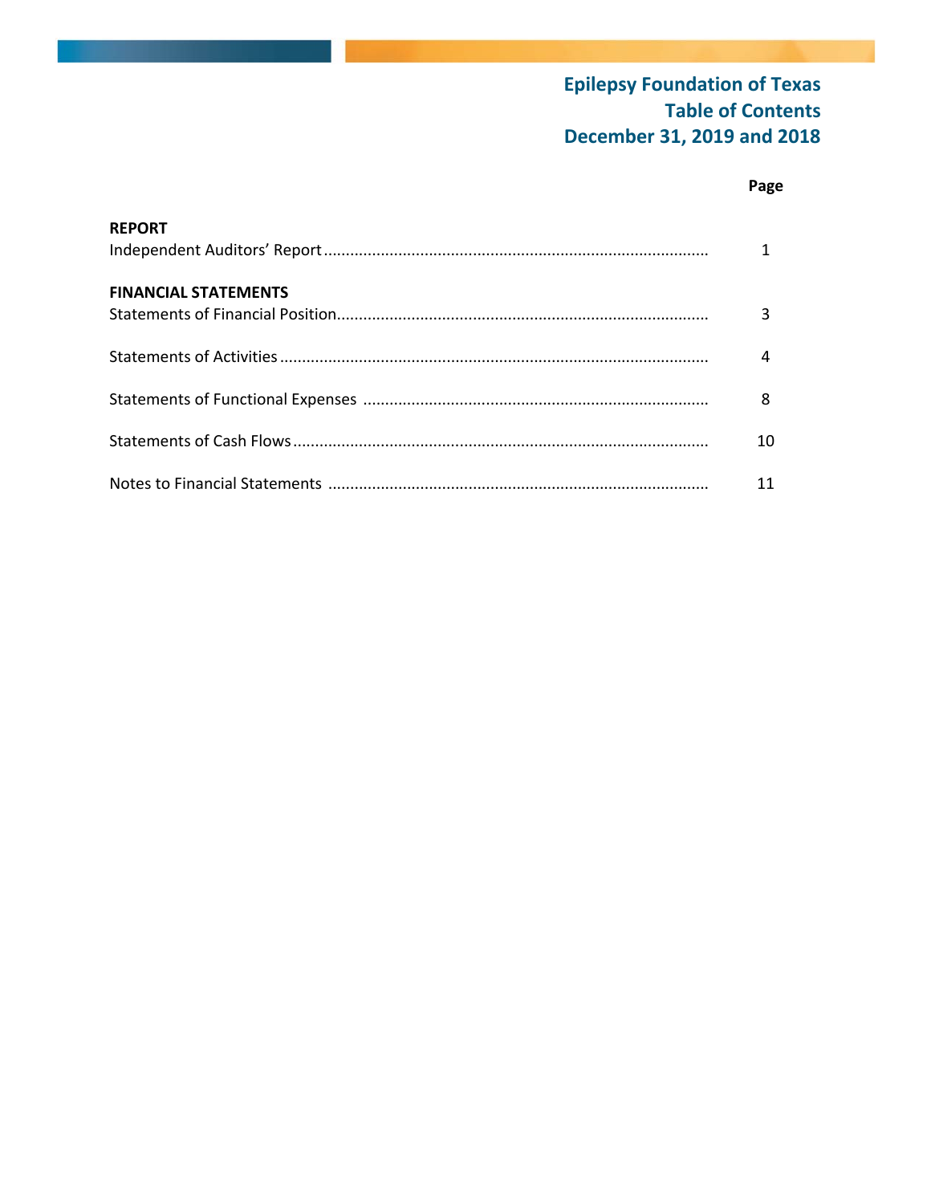# Epilepsy Foundation of Texas
# Table of Contents
# December 31, 2019 and 2018

| | Page |
|---|---|
| **REPORT** | |
| Independent Auditors' Report | 1 |
| **FINANCIAL STATEMENTS** | |
| Statements of Financial Position | 3 |
| Statements of Activities | 4 |
| Statements of Functional Expenses | 8 |
| Statements of Cash Flows | 10 |
| Notes to Financial Statements | 11 |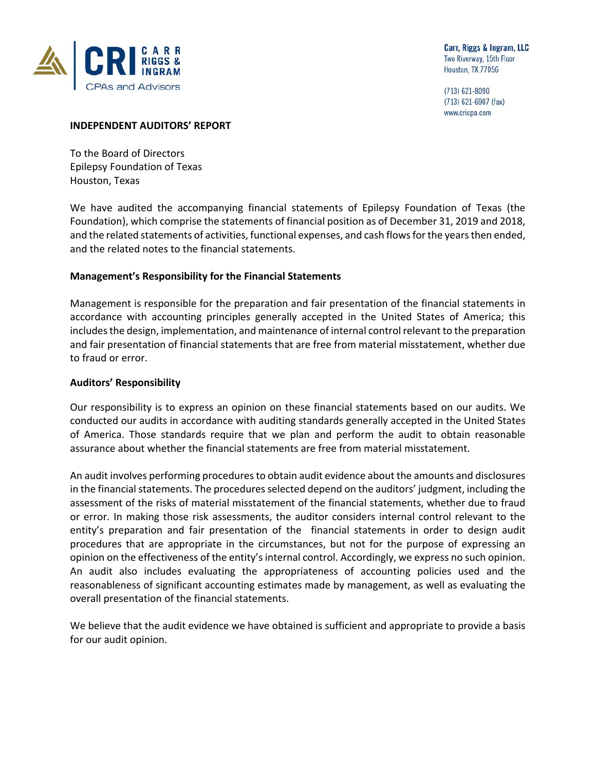Carr, Riggs & Ingram, LLC
Two Riverway, 15th Floor
Houston, TX 77056

(713) 621-8090
(713) 621-6907 (fax)
www.cricpa.com

## INDEPENDENT AUDITORS' REPORT

To the Board of Directors
Epilepsy Foundation of Texas
Houston, Texas

We have audited the accompanying financial statements of Epilepsy Foundation of Texas (the Foundation), which comprise the statements of financial position as of December 31, 2019 and 2018, and the related statements of activities, functional expenses, and cash flows for the years then ended, and the related notes to the financial statements.

### Management's Responsibility for the Financial Statements

Management is responsible for the preparation and fair presentation of the financial statements in accordance with accounting principles generally accepted in the United States of America; this includes the design, implementation, and maintenance of internal control relevant to the preparation and fair presentation of financial statements that are free from material misstatement, whether due to fraud or error.

### Auditors' Responsibility

Our responsibility is to express an opinion on these financial statements based on our audits. We conducted our audits in accordance with auditing standards generally accepted in the United States of America. Those standards require that we plan and perform the audit to obtain reasonable assurance about whether the financial statements are free from material misstatement.

An audit involves performing procedures to obtain audit evidence about the amounts and disclosures in the financial statements. The procedures selected depend on the auditors' judgment, including the assessment of the risks of material misstatement of the financial statements, whether due to fraud or error. In making those risk assessments, the auditor considers internal control relevant to the entity's preparation and fair presentation of the financial statements in order to design audit procedures that are appropriate in the circumstances, but not for the purpose of expressing an opinion on the effectiveness of the entity's internal control. Accordingly, we express no such opinion. An audit also includes evaluating the appropriateness of accounting policies used and the reasonableness of significant accounting estimates made by management, as well as evaluating the overall presentation of the financial statements.

We believe that the audit evidence we have obtained is sufficient and appropriate to provide a basis for our audit opinion.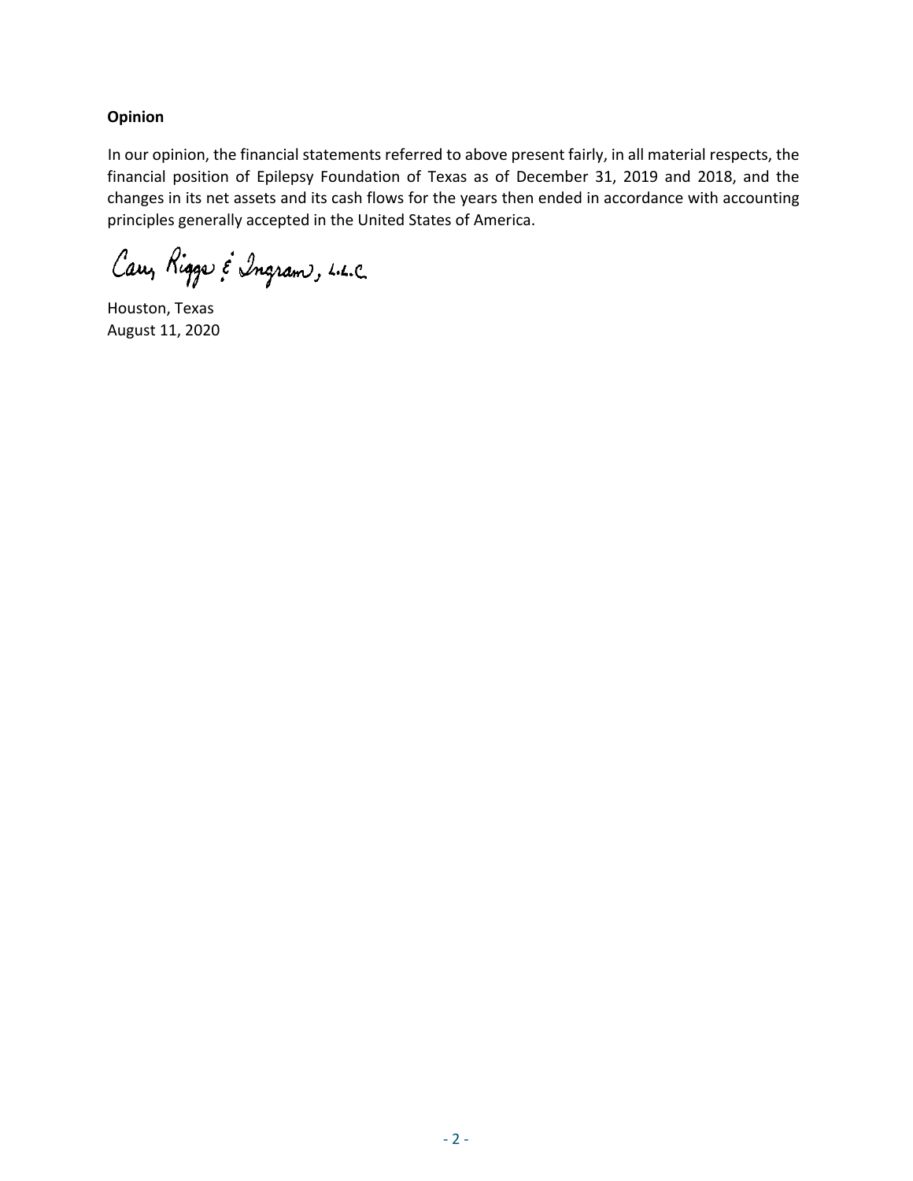**Opinion**

In our opinion, the financial statements referred to above present fairly, in all material respects, the financial position of Epilepsy Foundation of Texas as of December 31, 2019 and 2018, and the changes in its net assets and its cash flows for the years then ended in accordance with accounting principles generally accepted in the United States of America.

Carr, Riggs & Ingram, L.L.C.

Houston, Texas
August 11, 2020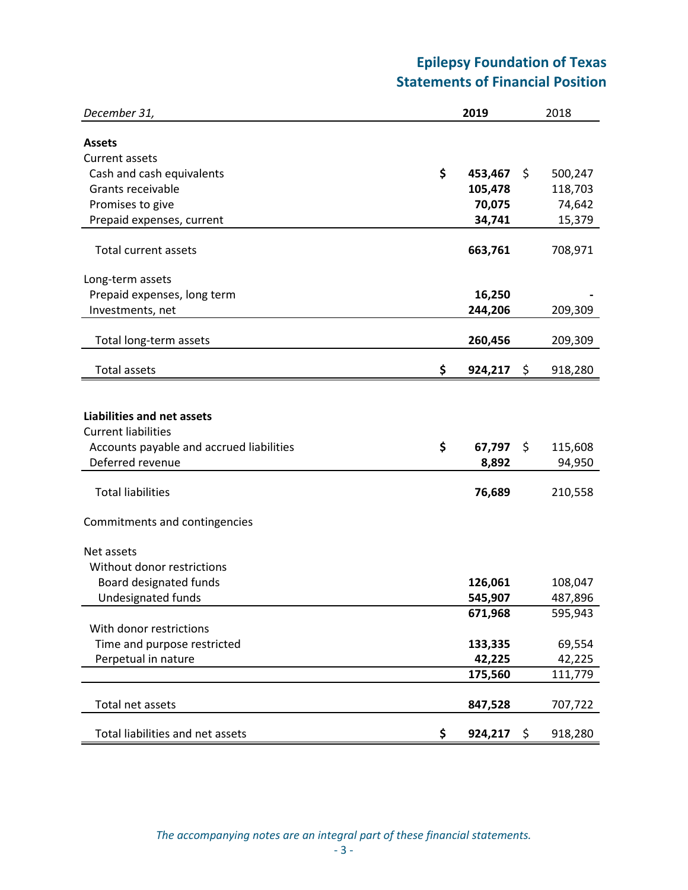# Epilepsy Foundation of Texas
## Statements of Financial Position

| *December 31,* | **2019** | 2018 |
|---|---|---|
| **Assets** | | |
| Current assets | | |
| Cash and cash equivalents | **$ 453,467** | $ 500,247 |
| Grants receivable | **105,478** | 118,703 |
| Promises to give | **70,075** | 74,642 |
| Prepaid expenses, current | **34,741** | 15,379 |
| Total current assets | **663,761** | 708,971 |
| Long-term assets | | |
| Prepaid expenses, long term | **16,250** | - |
| Investments, net | **244,206** | 209,309 |
| Total long-term assets | **260,456** | 209,309 |
| Total assets | **$ 924,217** | $ 918,280 |
| **Liabilities and net assets** | | |
| Current liabilities | | |
| Accounts payable and accrued liabilities | **$ 67,797** | $ 115,608 |
| Deferred revenue | **8,892** | 94,950 |
| Total liabilities | **76,689** | 210,558 |
| Commitments and contingencies | | |
| Net assets | | |
| Without donor restrictions | | |
| Board designated funds | **126,061** | 108,047 |
| Undesignated funds | **545,907** | 487,896 |
| | **671,968** | 595,943 |
| With donor restrictions | | |
| Time and purpose restricted | **133,335** | 69,554 |
| Perpetual in nature | **42,225** | 42,225 |
| | **175,560** | 111,779 |
| Total net assets | **847,528** | 707,722 |
| Total liabilities and net assets | **$ 924,217** | $ 918,280 |

*The accompanying notes are an integral part of these financial statements.*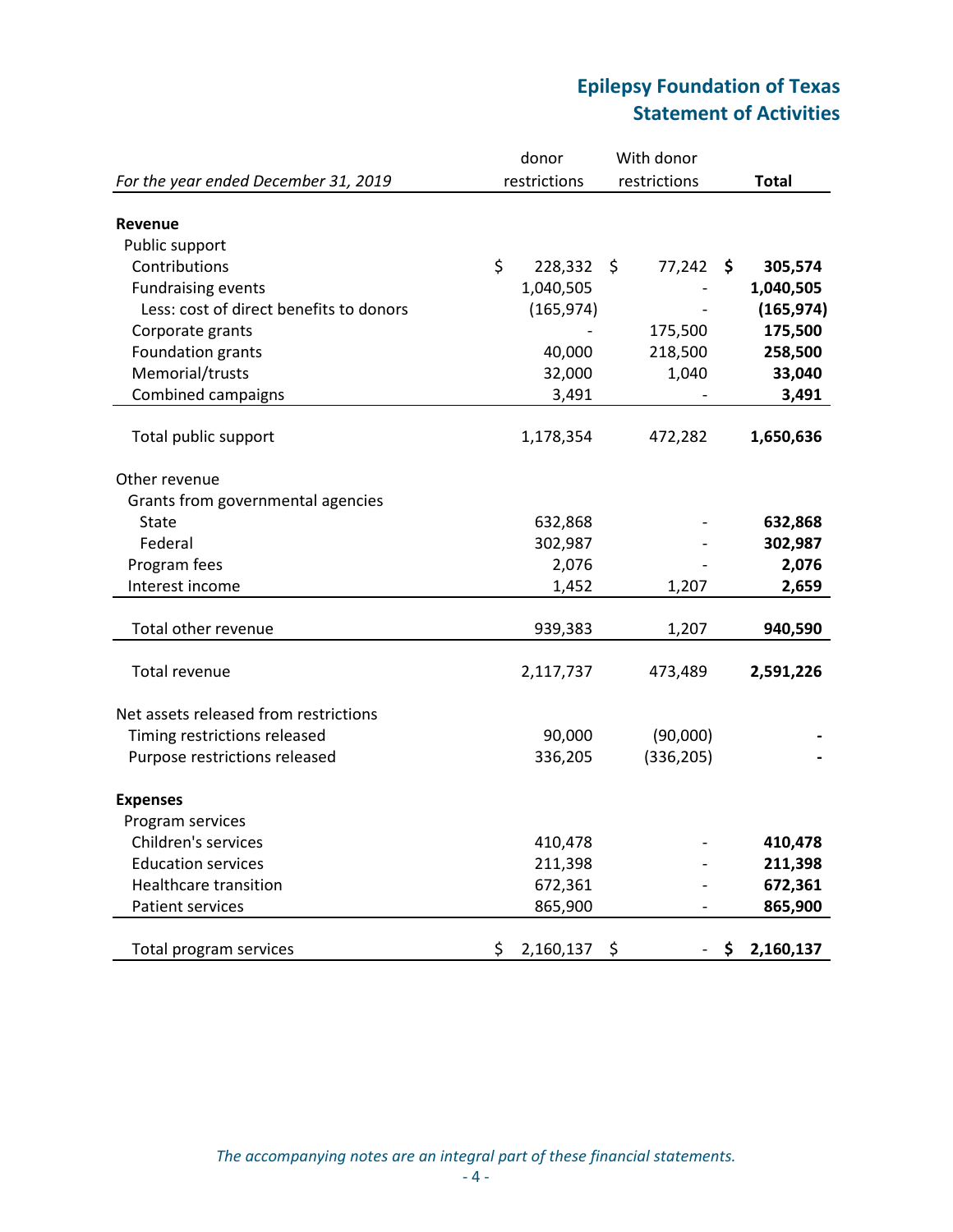# Epilepsy Foundation of Texas
## Statement of Activities

| *For the year ended December 31, 2019* | donor restrictions | With donor restrictions | **Total** |
|---|---|---|---|
| **Revenue** | | | |
| Public support | | | |
| Contributions | $ 228,332 | $ 77,242 | **$ 305,574** |
| Fundraising events | 1,040,505 | - | **1,040,505** |
| Less: cost of direct benefits to donors | (165,974) | - | **(165,974)** |
| Corporate grants | - | 175,500 | **175,500** |
| Foundation grants | 40,000 | 218,500 | **258,500** |
| Memorial/trusts | 32,000 | 1,040 | **33,040** |
| Combined campaigns | 3,491 | - | **3,491** |
| Total public support | 1,178,354 | 472,282 | **1,650,636** |
| Other revenue | | | |
| Grants from governmental agencies | | | |
| State | 632,868 | - | **632,868** |
| Federal | 302,987 | - | **302,987** |
| Program fees | 2,076 | - | **2,076** |
| Interest income | 1,452 | 1,207 | **2,659** |
| Total other revenue | 939,383 | 1,207 | **940,590** |
| Total revenue | 2,117,737 | 473,489 | **2,591,226** |
| Net assets released from restrictions | | | |
| Timing restrictions released | 90,000 | (90,000) | **-** |
| Purpose restrictions released | 336,205 | (336,205) | **-** |
| **Expenses** | | | |
| Program services | | | |
| Children's services | 410,478 | - | **410,478** |
| Education services | 211,398 | - | **211,398** |
| Healthcare transition | 672,361 | - | **672,361** |
| Patient services | 865,900 | - | **865,900** |
| Total program services | $ 2,160,137 | $ - | **$ 2,160,137** |

*The accompanying notes are an integral part of these financial statements.*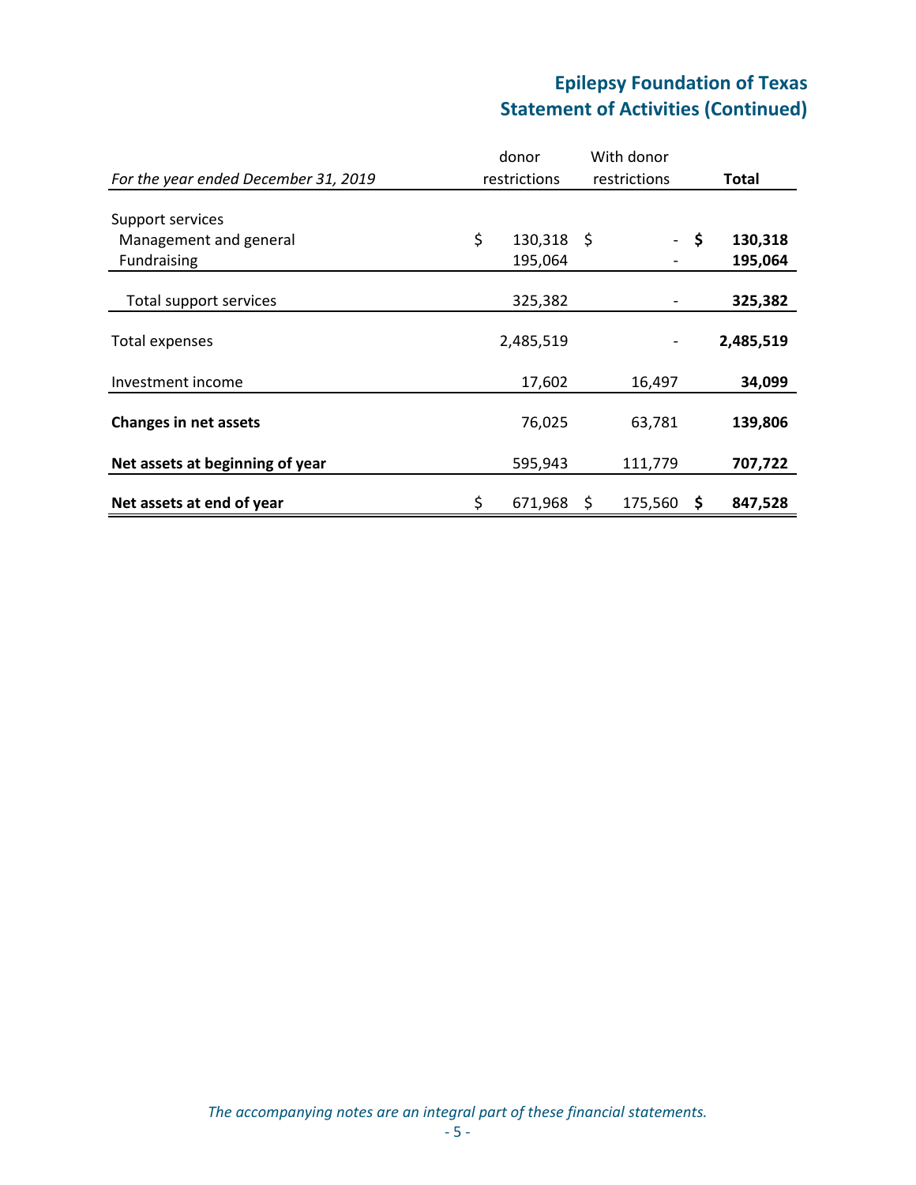# Epilepsy Foundation of Texas
## Statement of Activities (Continued)

| *For the year ended December 31, 2019* | donor restrictions | With donor restrictions | Total |
|---|---|---|---|
| Support services | | | |
| Management and general | $ 130,318 | $ - | **$ 130,318** |
| Fundraising | 195,064 | - | **195,064** |
| Total support services | 325,382 | - | **325,382** |
| Total expenses | 2,485,519 | - | **2,485,519** |
| Investment income | 17,602 | 16,497 | **34,099** |
| **Changes in net assets** | 76,025 | 63,781 | **139,806** |
| **Net assets at beginning of year** | 595,943 | 111,779 | **707,722** |
| **Net assets at end of year** | $ 671,968 | $ 175,560 | **$ 847,528** |

*The accompanying notes are an integral part of these financial statements.*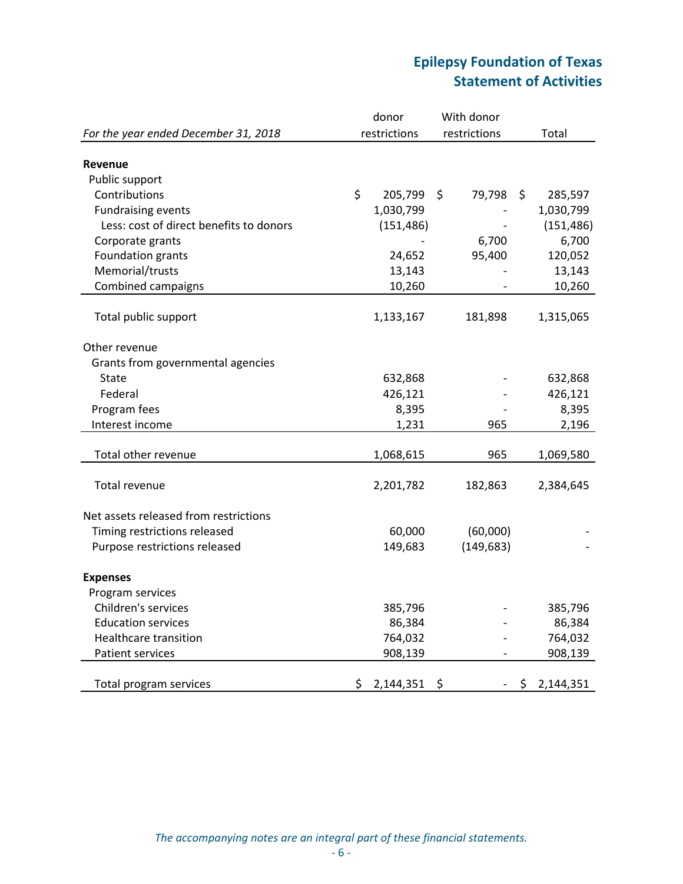# Epilepsy Foundation of Texas
## Statement of Activities

| *For the year ended December 31, 2018* | donor restrictions | With donor restrictions | Total |
|---|---|---|---|
| **Revenue** | | | |
| Public support | | | |
| Contributions | $ 205,799 | $ 79,798 | $ 285,597 |
| Fundraising events | 1,030,799 | - | 1,030,799 |
| Less: cost of direct benefits to donors | (151,486) | - | (151,486) |
| Corporate grants | - | 6,700 | 6,700 |
| Foundation grants | 24,652 | 95,400 | 120,052 |
| Memorial/trusts | 13,143 | - | 13,143 |
| Combined campaigns | 10,260 | - | 10,260 |
| Total public support | 1,133,167 | 181,898 | 1,315,065 |
| Other revenue | | | |
| Grants from governmental agencies | | | |
| State | 632,868 | - | 632,868 |
| Federal | 426,121 | - | 426,121 |
| Program fees | 8,395 | - | 8,395 |
| Interest income | 1,231 | 965 | 2,196 |
| Total other revenue | 1,068,615 | 965 | 1,069,580 |
| Total revenue | 2,201,782 | 182,863 | 2,384,645 |
| Net assets released from restrictions | | | |
| Timing restrictions released | 60,000 | (60,000) | - |
| Purpose restrictions released | 149,683 | (149,683) | - |
| **Expenses** | | | |
| Program services | | | |
| Children's services | 385,796 | - | 385,796 |
| Education services | 86,384 | - | 86,384 |
| Healthcare transition | 764,032 | - | 764,032 |
| Patient services | 908,139 | - | 908,139 |
| Total program services | $ 2,144,351 | $ - | $ 2,144,351 |

*The accompanying notes are an integral part of these financial statements.*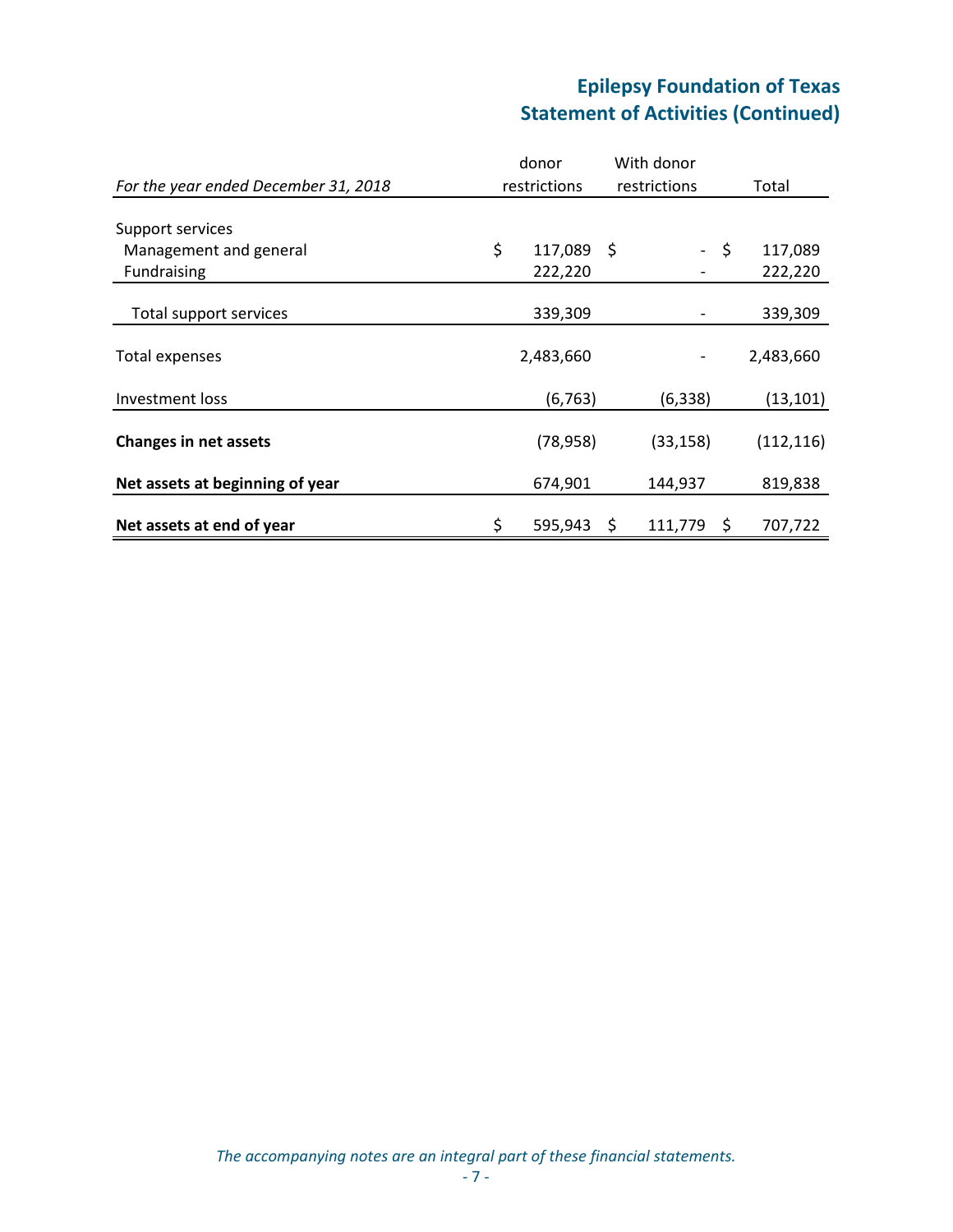# Epilepsy Foundation of Texas
## Statement of Activities (Continued)

| *For the year ended December 31, 2018* | donor restrictions | With donor restrictions | Total |
|---|---|---|---|
| Support services | | | |
| Management and general | $ 117,089 | $ - | $ 117,089 |
| Fundraising | 222,220 | - | 222,220 |
| Total support services | 339,309 | - | 339,309 |
| Total expenses | 2,483,660 | - | 2,483,660 |
| Investment loss | (6,763) | (6,338) | (13,101) |
| **Changes in net assets** | (78,958) | (33,158) | (112,116) |
| **Net assets at beginning of year** | 674,901 | 144,937 | 819,838 |
| **Net assets at end of year** | $ 595,943 | $ 111,779 | $ 707,722 |

*The accompanying notes are an integral part of these financial statements.*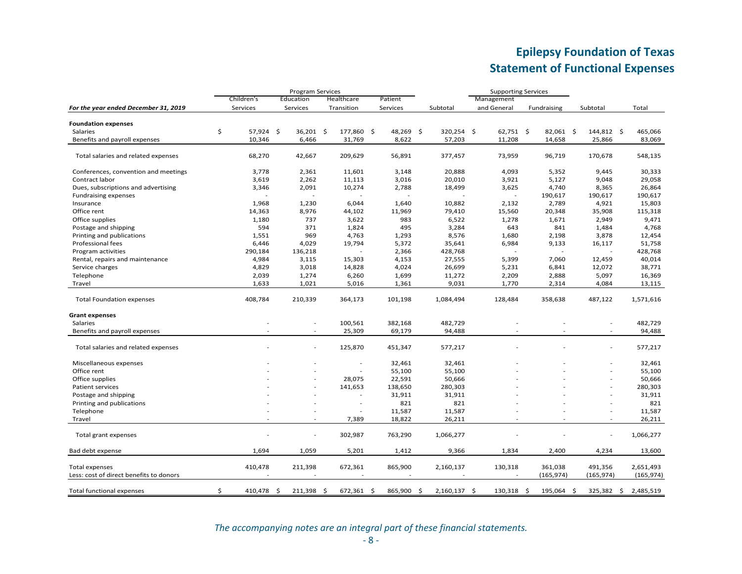# Epilepsy Foundation of Texas
## Statement of Functional Expenses

| For the year ended December 31, 2019 | Program Services | | | | | Supporting Services | | | |
|---|---|---|---|---|---|---|---|---|---|
| | Children's Services | Education Services | Healthcare Transition | Patient Services | Subtotal | Management and General | Fundraising | Subtotal | Total |
| **Foundation expenses** | | | | | | | | | |
| Salaries | $ 57,924 | $ 36,201 | $ 177,860 | $ 48,269 | $ 320,254 | $ 62,751 | $ 82,061 | $ 144,812 | $ 465,066 |
| Benefits and payroll expenses | 10,346 | 6,466 | 31,769 | 8,622 | 57,203 | 11,208 | 14,658 | 25,866 | 83,069 |
| Total salaries and related expenses | 68,270 | 42,667 | 209,629 | 56,891 | 377,457 | 73,959 | 96,719 | 170,678 | 548,135 |
| Conferences, convention and meetings | 3,778 | 2,361 | 11,601 | 3,148 | 20,888 | 4,093 | 5,352 | 9,445 | 30,333 |
| Contract labor | 3,619 | 2,262 | 11,113 | 3,016 | 20,010 | 3,921 | 5,127 | 9,048 | 29,058 |
| Dues, subscriptions and advertising | 3,346 | 2,091 | 10,274 | 2,788 | 18,499 | 3,625 | 4,740 | 8,365 | 26,864 |
| Fundraising expenses | - | - | - | - | - | - | 190,617 | 190,617 | 190,617 |
| Insurance | 1,968 | 1,230 | 6,044 | 1,640 | 10,882 | 2,132 | 2,789 | 4,921 | 15,803 |
| Office rent | 14,363 | 8,976 | 44,102 | 11,969 | 79,410 | 15,560 | 20,348 | 35,908 | 115,318 |
| Office supplies | 1,180 | 737 | 3,622 | 983 | 6,522 | 1,278 | 1,671 | 2,949 | 9,471 |
| Postage and shipping | 594 | 371 | 1,824 | 495 | 3,284 | 643 | 841 | 1,484 | 4,768 |
| Printing and publications | 1,551 | 969 | 4,763 | 1,293 | 8,576 | 1,680 | 2,198 | 3,878 | 12,454 |
| Professional fees | 6,446 | 4,029 | 19,794 | 5,372 | 35,641 | 6,984 | 9,133 | 16,117 | 51,758 |
| Program activities | 290,184 | 136,218 | - | 2,366 | 428,768 | - | - | - | 428,768 |
| Rental, repairs and maintenance | 4,984 | 3,115 | 15,303 | 4,153 | 27,555 | 5,399 | 7,060 | 12,459 | 40,014 |
| Service charges | 4,829 | 3,018 | 14,828 | 4,024 | 26,699 | 5,231 | 6,841 | 12,072 | 38,771 |
| Telephone | 2,039 | 1,274 | 6,260 | 1,699 | 11,272 | 2,209 | 2,888 | 5,097 | 16,369 |
| Travel | 1,633 | 1,021 | 5,016 | 1,361 | 9,031 | 1,770 | 2,314 | 4,084 | 13,115 |
| Total Foundation expenses | 408,784 | 210,339 | 364,173 | 101,198 | 1,084,494 | 128,484 | 358,638 | 487,122 | 1,571,616 |
| **Grant expenses** | | | | | | | | | |
| Salaries | - | - | 100,561 | 382,168 | 482,729 | - | - | - | 482,729 |
| Benefits and payroll expenses | - | - | 25,309 | 69,179 | 94,488 | - | - | - | 94,488 |
| Total salaries and related expenses | - | - | 125,870 | 451,347 | 577,217 | - | - | - | 577,217 |
| Miscellaneous expenses | - | - | - | 32,461 | 32,461 | - | - | - | 32,461 |
| Office rent | - | - | - | 55,100 | 55,100 | - | - | - | 55,100 |
| Office supplies | - | - | 28,075 | 22,591 | 50,666 | - | - | - | 50,666 |
| Patient services | - | - | 141,653 | 138,650 | 280,303 | - | - | - | 280,303 |
| Postage and shipping | - | - | - | 31,911 | 31,911 | - | - | - | 31,911 |
| Printing and publications | - | - | - | 821 | 821 | - | - | - | 821 |
| Telephone | - | - | - | 11,587 | 11,587 | - | - | - | 11,587 |
| Travel | - | - | 7,389 | 18,822 | 26,211 | - | - | - | 26,211 |
| Total grant expenses | - | - | 302,987 | 763,290 | 1,066,277 | - | - | - | 1,066,277 |
| Bad debt expense | 1,694 | 1,059 | 5,201 | 1,412 | 9,366 | 1,834 | 2,400 | 4,234 | 13,600 |
| Total expenses | 410,478 | 211,398 | 672,361 | 865,900 | 2,160,137 | 130,318 | 361,038 | 491,356 | 2,651,493 |
| Less: cost of direct benefits to donors | - | - | - | - | - | - | (165,974) | (165,974) | (165,974) |
| Total functional expenses | $ 410,478 | $ 211,398 | $ 672,361 | $ 865,900 | $ 2,160,137 | $ 130,318 | $ 195,064 | $ 325,382 | $ 2,485,519 |

*The accompanying notes are an integral part of these financial statements.*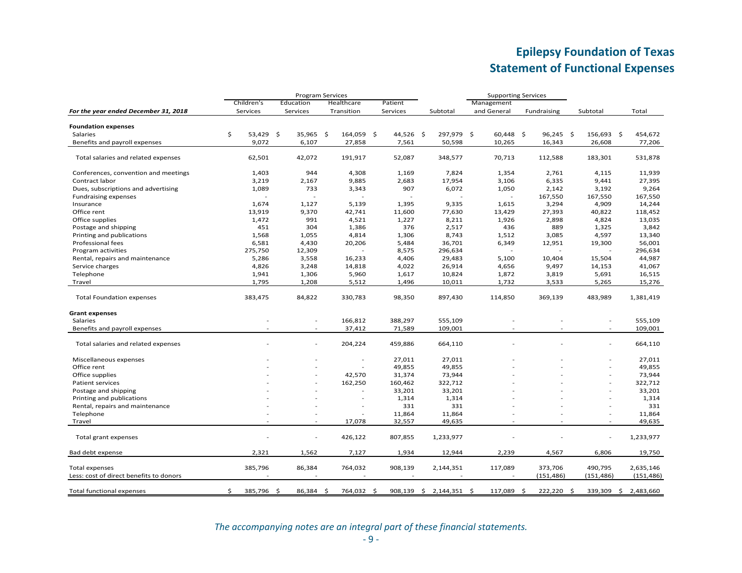# Epilepsy Foundation of Texas
# Statement of Functional Expenses

| | Program Services | | | | | Supporting Services | | | |
|---|---|---|---|---|---|---|---|---|---|
| *For the year ended December 31, 2018* | Children's Services | Education Services | Healthcare Transition | Patient Services | Subtotal | Management and General | Fundraising | Subtotal | Total |
| **Foundation expenses** | | | | | | | | | |
| Salaries | $ 53,429 | $ 35,965 | $ 164,059 | $ 44,526 | $ 297,979 | $ 60,448 | $ 96,245 | $ 156,693 | $ 454,672 |
| Benefits and payroll expenses | 9,072 | 6,107 | 27,858 | 7,561 | 50,598 | 10,265 | 16,343 | 26,608 | 77,206 |
| Total salaries and related expenses | 62,501 | 42,072 | 191,917 | 52,087 | 348,577 | 70,713 | 112,588 | 183,301 | 531,878 |
| Conferences, convention and meetings | 1,403 | 944 | 4,308 | 1,169 | 7,824 | 1,354 | 2,761 | 4,115 | 11,939 |
| Contract labor | 3,219 | 2,167 | 9,885 | 2,683 | 17,954 | 3,106 | 6,335 | 9,441 | 27,395 |
| Dues, subscriptions and advertising | 1,089 | 733 | 3,343 | 907 | 6,072 | 1,050 | 2,142 | 3,192 | 9,264 |
| Fundraising expenses | - | - | - | - | - | - | 167,550 | 167,550 | 167,550 |
| Insurance | 1,674 | 1,127 | 5,139 | 1,395 | 9,335 | 1,615 | 3,294 | 4,909 | 14,244 |
| Office rent | 13,919 | 9,370 | 42,741 | 11,600 | 77,630 | 13,429 | 27,393 | 40,822 | 118,452 |
| Office supplies | 1,472 | 991 | 4,521 | 1,227 | 8,211 | 1,926 | 2,898 | 4,824 | 13,035 |
| Postage and shipping | 451 | 304 | 1,386 | 376 | 2,517 | 436 | 889 | 1,325 | 3,842 |
| Printing and publications | 1,568 | 1,055 | 4,814 | 1,306 | 8,743 | 1,512 | 3,085 | 4,597 | 13,340 |
| Professional fees | 6,581 | 4,430 | 20,206 | 5,484 | 36,701 | 6,349 | 12,951 | 19,300 | 56,001 |
| Program activities | 275,750 | 12,309 | - | 8,575 | 296,634 | - | - | - | 296,634 |
| Rental, repairs and maintenance | 5,286 | 3,558 | 16,233 | 4,406 | 29,483 | 5,100 | 10,404 | 15,504 | 44,987 |
| Service charges | 4,826 | 3,248 | 14,818 | 4,022 | 26,914 | 4,656 | 9,497 | 14,153 | 41,067 |
| Telephone | 1,941 | 1,306 | 5,960 | 1,617 | 10,824 | 1,872 | 3,819 | 5,691 | 16,515 |
| Travel | 1,795 | 1,208 | 5,512 | 1,496 | 10,011 | 1,732 | 3,533 | 5,265 | 15,276 |
| Total Foundation expenses | 383,475 | 84,822 | 330,783 | 98,350 | 897,430 | 114,850 | 369,139 | 483,989 | 1,381,419 |
| **Grant expenses** | | | | | | | | | |
| Salaries | - | - | 166,812 | 388,297 | 555,109 | - | - | - | 555,109 |
| Benefits and payroll expenses | - | - | 37,412 | 71,589 | 109,001 | - | - | - | 109,001 |
| Total salaries and related expenses | - | - | 204,224 | 459,886 | 664,110 | - | - | - | 664,110 |
| Miscellaneous expenses | - | - | - | 27,011 | 27,011 | - | - | - | 27,011 |
| Office rent | - | - | - | 49,855 | 49,855 | - | - | - | 49,855 |
| Office supplies | - | - | 42,570 | 31,374 | 73,944 | - | - | - | 73,944 |
| Patient services | - | - | 162,250 | 160,462 | 322,712 | - | - | - | 322,712 |
| Postage and shipping | - | - | - | 33,201 | 33,201 | - | - | - | 33,201 |
| Printing and publications | - | - | - | 1,314 | 1,314 | - | - | - | 1,314 |
| Rental, repairs and maintenance | - | - | - | 331 | 331 | - | - | - | 331 |
| Telephone | - | - | - | 11,864 | 11,864 | - | - | - | 11,864 |
| Travel | - | - | 17,078 | 32,557 | 49,635 | - | - | - | 49,635 |
| Total grant expenses | - | - | 426,122 | 807,855 | 1,233,977 | - | - | - | 1,233,977 |
| Bad debt expense | 2,321 | 1,562 | 7,127 | 1,934 | 12,944 | 2,239 | 4,567 | 6,806 | 19,750 |
| Total expenses | 385,796 | 86,384 | 764,032 | 908,139 | 2,144,351 | 117,089 | 373,706 | 490,795 | 2,635,146 |
| Less: cost of direct benefits to donors | - | - | - | - | - | - | (151,486) | (151,486) | (151,486) |
| Total functional expenses | $ 385,796 | $ 86,384 | $ 764,032 | $ 908,139 | $ 2,144,351 | $ 117,089 | $ 222,220 | $ 339,309 | $ 2,483,660 |

*The accompanying notes are an integral part of these financial statements.*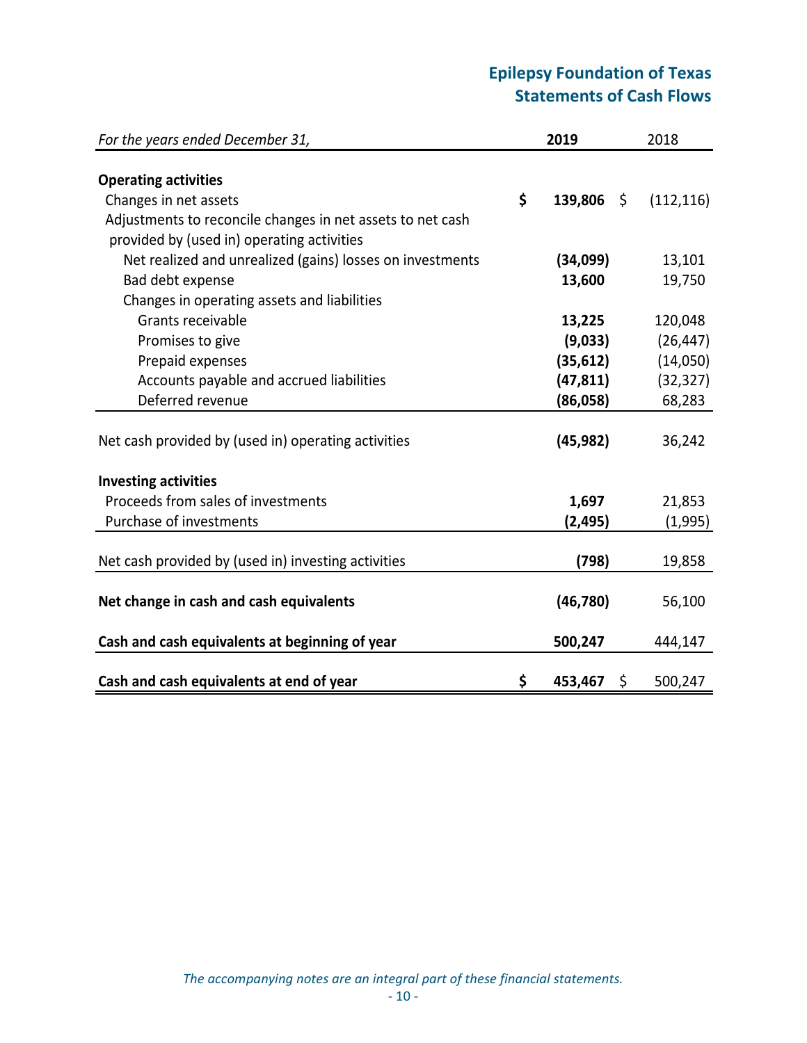# Epilepsy Foundation of Texas
## Statements of Cash Flows

| *For the years ended December 31,* | 2019 | 2018 |
|---|---|---|
| **Operating activities** | | |
| Changes in net assets | **$ 139,806** | $ (112,116) |
| Adjustments to reconcile changes in net assets to net cash provided by (used in) operating activities | | |
| Net realized and unrealized (gains) losses on investments | **(34,099)** | 13,101 |
| Bad debt expense | **13,600** | 19,750 |
| Changes in operating assets and liabilities | | |
| Grants receivable | **13,225** | 120,048 |
| Promises to give | **(9,033)** | (26,447) |
| Prepaid expenses | **(35,612)** | (14,050) |
| Accounts payable and accrued liabilities | **(47,811)** | (32,327) |
| Deferred revenue | **(86,058)** | 68,283 |
| Net cash provided by (used in) operating activities | **(45,982)** | 36,242 |
| **Investing activities** | | |
| Proceeds from sales of investments | **1,697** | 21,853 |
| Purchase of investments | **(2,495)** | (1,995) |
| Net cash provided by (used in) investing activities | **(798)** | 19,858 |
| **Net change in cash and cash equivalents** | **(46,780)** | 56,100 |
| **Cash and cash equivalents at beginning of year** | **500,247** | 444,147 |
| **Cash and cash equivalents at end of year** | **$ 453,467** | $ 500,247 |

*The accompanying notes are an integral part of these financial statements.*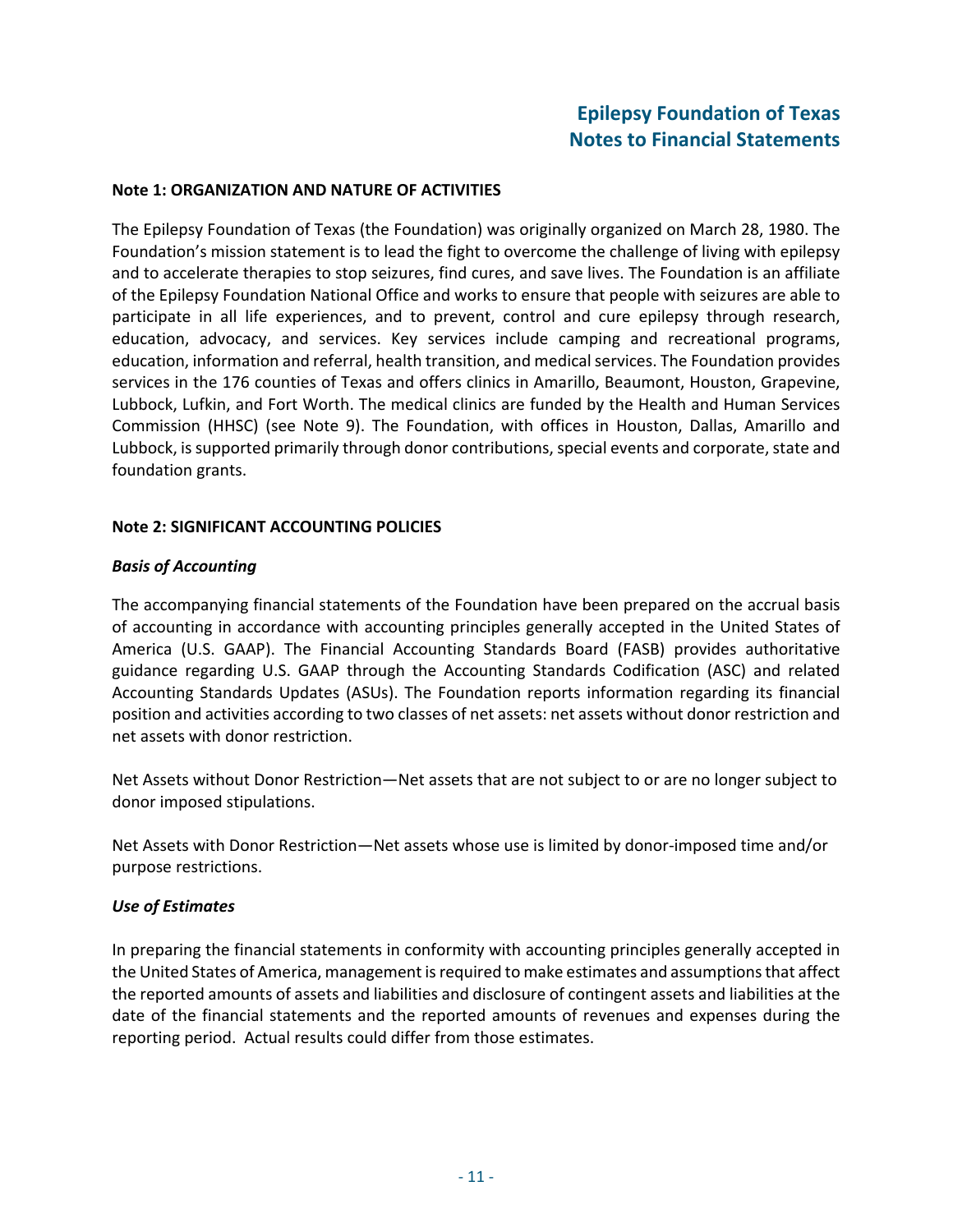# Epilepsy Foundation of Texas
# Notes to Financial Statements

**Note 1: ORGANIZATION AND NATURE OF ACTIVITIES**

The Epilepsy Foundation of Texas (the Foundation) was originally organized on March 28, 1980. The Foundation's mission statement is to lead the fight to overcome the challenge of living with epilepsy and to accelerate therapies to stop seizures, find cures, and save lives. The Foundation is an affiliate of the Epilepsy Foundation National Office and works to ensure that people with seizures are able to participate in all life experiences, and to prevent, control and cure epilepsy through research, education, advocacy, and services. Key services include camping and recreational programs, education, information and referral, health transition, and medical services. The Foundation provides services in the 176 counties of Texas and offers clinics in Amarillo, Beaumont, Houston, Grapevine, Lubbock, Lufkin, and Fort Worth. The medical clinics are funded by the Health and Human Services Commission (HHSC) (see Note 9). The Foundation, with offices in Houston, Dallas, Amarillo and Lubbock, is supported primarily through donor contributions, special events and corporate, state and foundation grants.

**Note 2: SIGNIFICANT ACCOUNTING POLICIES**

***Basis of Accounting***

The accompanying financial statements of the Foundation have been prepared on the accrual basis of accounting in accordance with accounting principles generally accepted in the United States of America (U.S. GAAP). The Financial Accounting Standards Board (FASB) provides authoritative guidance regarding U.S. GAAP through the Accounting Standards Codification (ASC) and related Accounting Standards Updates (ASUs). The Foundation reports information regarding its financial position and activities according to two classes of net assets: net assets without donor restriction and net assets with donor restriction.

Net Assets without Donor Restriction—Net assets that are not subject to or are no longer subject to donor imposed stipulations.

Net Assets with Donor Restriction—Net assets whose use is limited by donor-imposed time and/or purpose restrictions.

***Use of Estimates***

In preparing the financial statements in conformity with accounting principles generally accepted in the United States of America, management is required to make estimates and assumptions that affect the reported amounts of assets and liabilities and disclosure of contingent assets and liabilities at the date of the financial statements and the reported amounts of revenues and expenses during the reporting period. Actual results could differ from those estimates.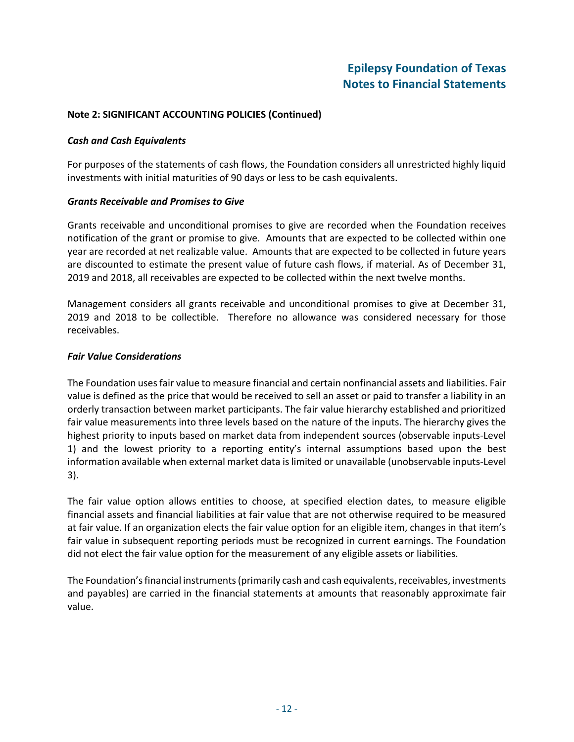## Note 2: SIGNIFICANT ACCOUNTING POLICIES (Continued)

***Cash and Cash Equivalents***

For purposes of the statements of cash flows, the Foundation considers all unrestricted highly liquid investments with initial maturities of 90 days or less to be cash equivalents.

***Grants Receivable and Promises to Give***

Grants receivable and unconditional promises to give are recorded when the Foundation receives notification of the grant or promise to give. Amounts that are expected to be collected within one year are recorded at net realizable value. Amounts that are expected to be collected in future years are discounted to estimate the present value of future cash flows, if material. As of December 31, 2019 and 2018, all receivables are expected to be collected within the next twelve months.

Management considers all grants receivable and unconditional promises to give at December 31, 2019 and 2018 to be collectible. Therefore no allowance was considered necessary for those receivables.

***Fair Value Considerations***

The Foundation uses fair value to measure financial and certain nonfinancial assets and liabilities. Fair value is defined as the price that would be received to sell an asset or paid to transfer a liability in an orderly transaction between market participants. The fair value hierarchy established and prioritized fair value measurements into three levels based on the nature of the inputs. The hierarchy gives the highest priority to inputs based on market data from independent sources (observable inputs-Level 1) and the lowest priority to a reporting entity's internal assumptions based upon the best information available when external market data is limited or unavailable (unobservable inputs-Level 3).

The fair value option allows entities to choose, at specified election dates, to measure eligible financial assets and financial liabilities at fair value that are not otherwise required to be measured at fair value. If an organization elects the fair value option for an eligible item, changes in that item's fair value in subsequent reporting periods must be recognized in current earnings. The Foundation did not elect the fair value option for the measurement of any eligible assets or liabilities.

The Foundation's financial instruments (primarily cash and cash equivalents, receivables, investments and payables) are carried in the financial statements at amounts that reasonably approximate fair value.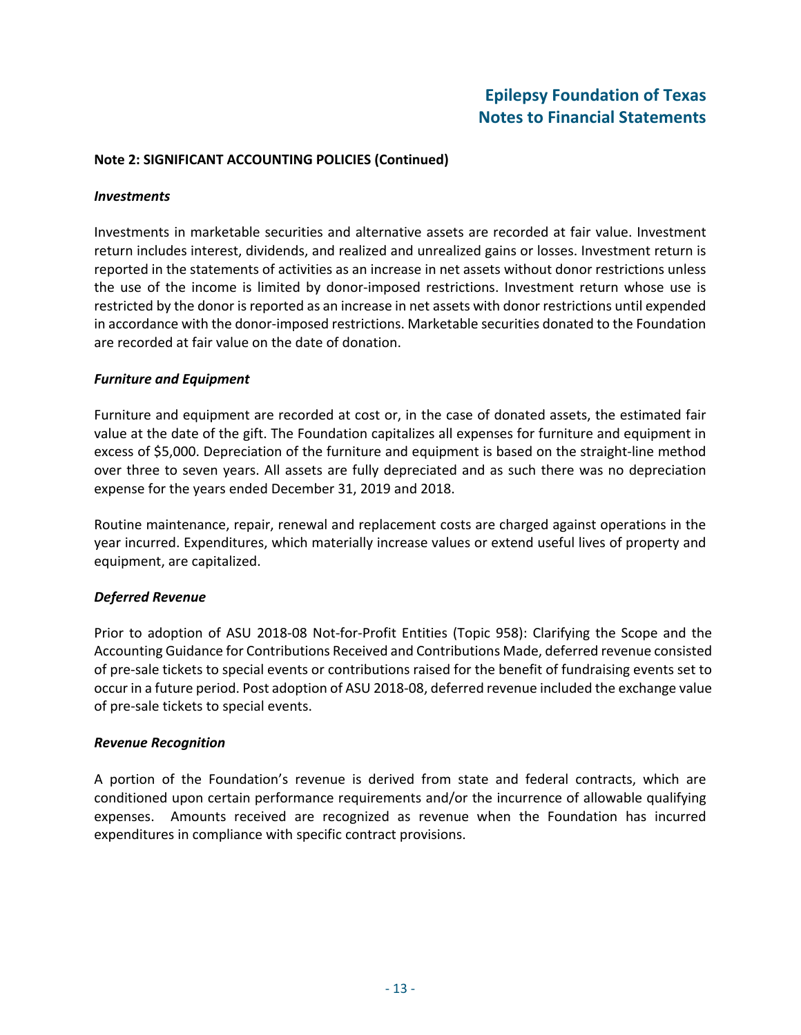## Note 2: SIGNIFICANT ACCOUNTING POLICIES (Continued)

***Investments***

Investments in marketable securities and alternative assets are recorded at fair value. Investment return includes interest, dividends, and realized and unrealized gains or losses. Investment return is reported in the statements of activities as an increase in net assets without donor restrictions unless the use of the income is limited by donor-imposed restrictions. Investment return whose use is restricted by the donor is reported as an increase in net assets with donor restrictions until expended in accordance with the donor-imposed restrictions. Marketable securities donated to the Foundation are recorded at fair value on the date of donation.

***Furniture and Equipment***

Furniture and equipment are recorded at cost or, in the case of donated assets, the estimated fair value at the date of the gift. The Foundation capitalizes all expenses for furniture and equipment in excess of $5,000. Depreciation of the furniture and equipment is based on the straight-line method over three to seven years. All assets are fully depreciated and as such there was no depreciation expense for the years ended December 31, 2019 and 2018.

Routine maintenance, repair, renewal and replacement costs are charged against operations in the year incurred. Expenditures, which materially increase values or extend useful lives of property and equipment, are capitalized.

***Deferred Revenue***

Prior to adoption of ASU 2018-08 Not-for-Profit Entities (Topic 958): Clarifying the Scope and the Accounting Guidance for Contributions Received and Contributions Made, deferred revenue consisted of pre-sale tickets to special events or contributions raised for the benefit of fundraising events set to occur in a future period. Post adoption of ASU 2018-08, deferred revenue included the exchange value of pre-sale tickets to special events.

***Revenue Recognition***

A portion of the Foundation's revenue is derived from state and federal contracts, which are conditioned upon certain performance requirements and/or the incurrence of allowable qualifying expenses. Amounts received are recognized as revenue when the Foundation has incurred expenditures in compliance with specific contract provisions.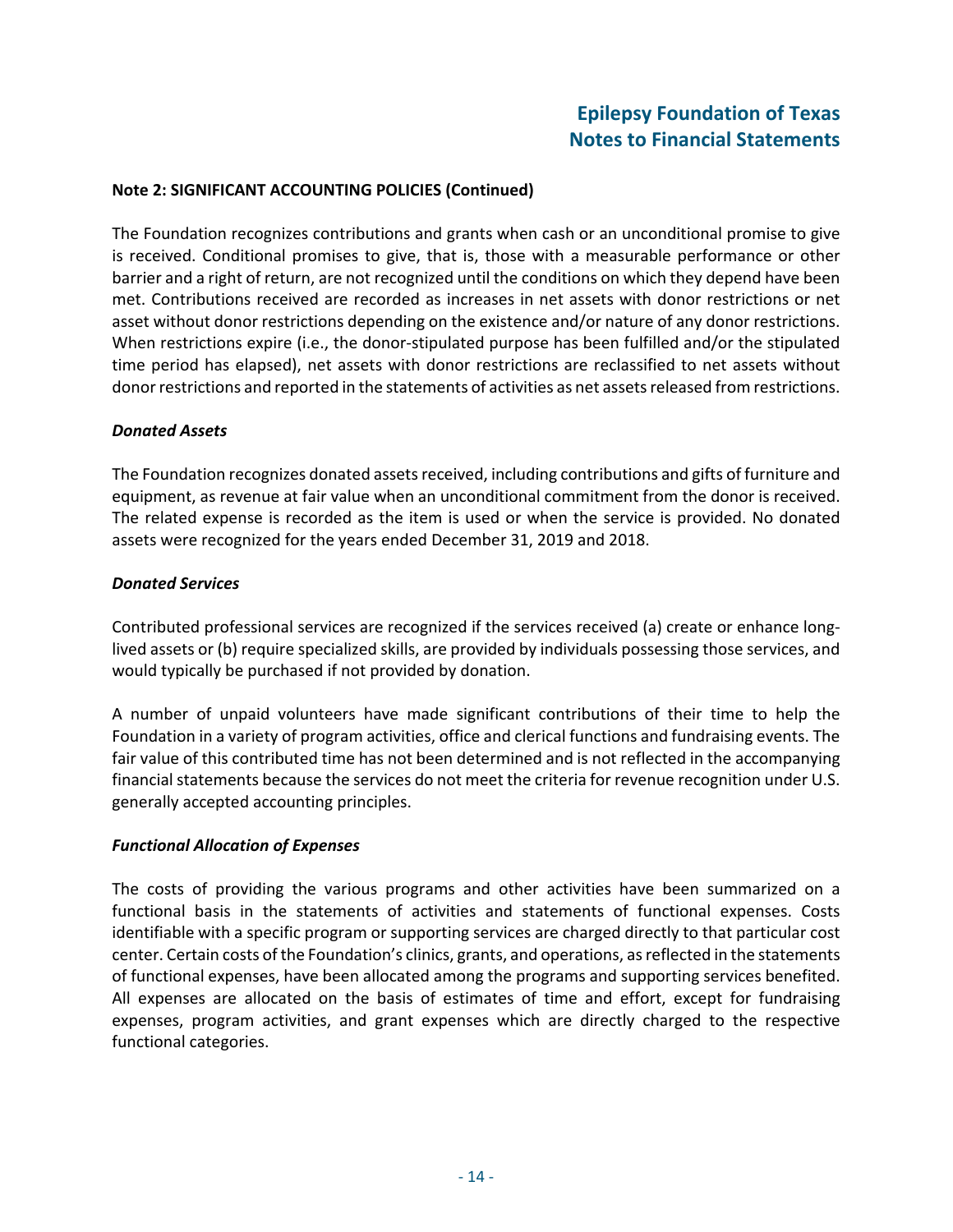**Note 2: SIGNIFICANT ACCOUNTING POLICIES (Continued)**

The Foundation recognizes contributions and grants when cash or an unconditional promise to give is received. Conditional promises to give, that is, those with a measurable performance or other barrier and a right of return, are not recognized until the conditions on which they depend have been met. Contributions received are recorded as increases in net assets with donor restrictions or net asset without donor restrictions depending on the existence and/or nature of any donor restrictions. When restrictions expire (i.e., the donor-stipulated purpose has been fulfilled and/or the stipulated time period has elapsed), net assets with donor restrictions are reclassified to net assets without donor restrictions and reported in the statements of activities as net assets released from restrictions.

***Donated Assets***

The Foundation recognizes donated assets received, including contributions and gifts of furniture and equipment, as revenue at fair value when an unconditional commitment from the donor is received. The related expense is recorded as the item is used or when the service is provided. No donated assets were recognized for the years ended December 31, 2019 and 2018.

***Donated Services***

Contributed professional services are recognized if the services received (a) create or enhance long-lived assets or (b) require specialized skills, are provided by individuals possessing those services, and would typically be purchased if not provided by donation.

A number of unpaid volunteers have made significant contributions of their time to help the Foundation in a variety of program activities, office and clerical functions and fundraising events. The fair value of this contributed time has not been determined and is not reflected in the accompanying financial statements because the services do not meet the criteria for revenue recognition under U.S. generally accepted accounting principles.

***Functional Allocation of Expenses***

The costs of providing the various programs and other activities have been summarized on a functional basis in the statements of activities and statements of functional expenses. Costs identifiable with a specific program or supporting services are charged directly to that particular cost center. Certain costs of the Foundation's clinics, grants, and operations, as reflected in the statements of functional expenses, have been allocated among the programs and supporting services benefited. All expenses are allocated on the basis of estimates of time and effort, except for fundraising expenses, program activities, and grant expenses which are directly charged to the respective functional categories.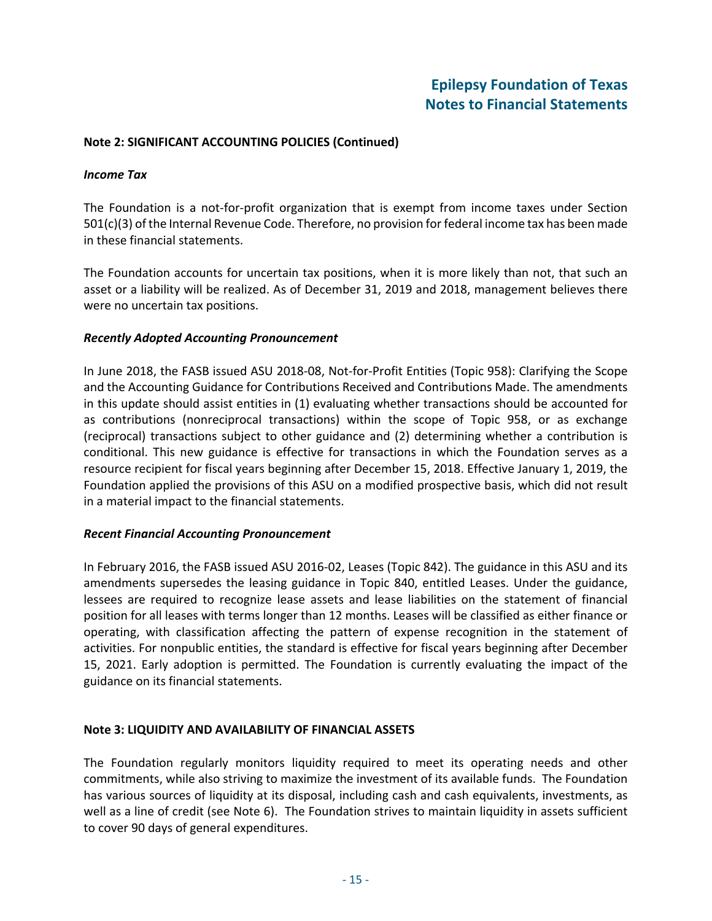**Note 2: SIGNIFICANT ACCOUNTING POLICIES (Continued)**

***Income Tax***

The Foundation is a not-for-profit organization that is exempt from income taxes under Section 501(c)(3) of the Internal Revenue Code. Therefore, no provision for federal income tax has been made in these financial statements.

The Foundation accounts for uncertain tax positions, when it is more likely than not, that such an asset or a liability will be realized. As of December 31, 2019 and 2018, management believes there were no uncertain tax positions.

***Recently Adopted Accounting Pronouncement***

In June 2018, the FASB issued ASU 2018-08, Not-for-Profit Entities (Topic 958): Clarifying the Scope and the Accounting Guidance for Contributions Received and Contributions Made. The amendments in this update should assist entities in (1) evaluating whether transactions should be accounted for as contributions (nonreciprocal transactions) within the scope of Topic 958, or as exchange (reciprocal) transactions subject to other guidance and (2) determining whether a contribution is conditional. This new guidance is effective for transactions in which the Foundation serves as a resource recipient for fiscal years beginning after December 15, 2018. Effective January 1, 2019, the Foundation applied the provisions of this ASU on a modified prospective basis, which did not result in a material impact to the financial statements.

***Recent Financial Accounting Pronouncement***

In February 2016, the FASB issued ASU 2016-02, Leases (Topic 842). The guidance in this ASU and its amendments supersedes the leasing guidance in Topic 840, entitled Leases. Under the guidance, lessees are required to recognize lease assets and lease liabilities on the statement of financial position for all leases with terms longer than 12 months. Leases will be classified as either finance or operating, with classification affecting the pattern of expense recognition in the statement of activities. For nonpublic entities, the standard is effective for fiscal years beginning after December 15, 2021. Early adoption is permitted. The Foundation is currently evaluating the impact of the guidance on its financial statements.

**Note 3: LIQUIDITY AND AVAILABILITY OF FINANCIAL ASSETS**

The Foundation regularly monitors liquidity required to meet its operating needs and other commitments, while also striving to maximize the investment of its available funds. The Foundation has various sources of liquidity at its disposal, including cash and cash equivalents, investments, as well as a line of credit (see Note 6). The Foundation strives to maintain liquidity in assets sufficient to cover 90 days of general expenditures.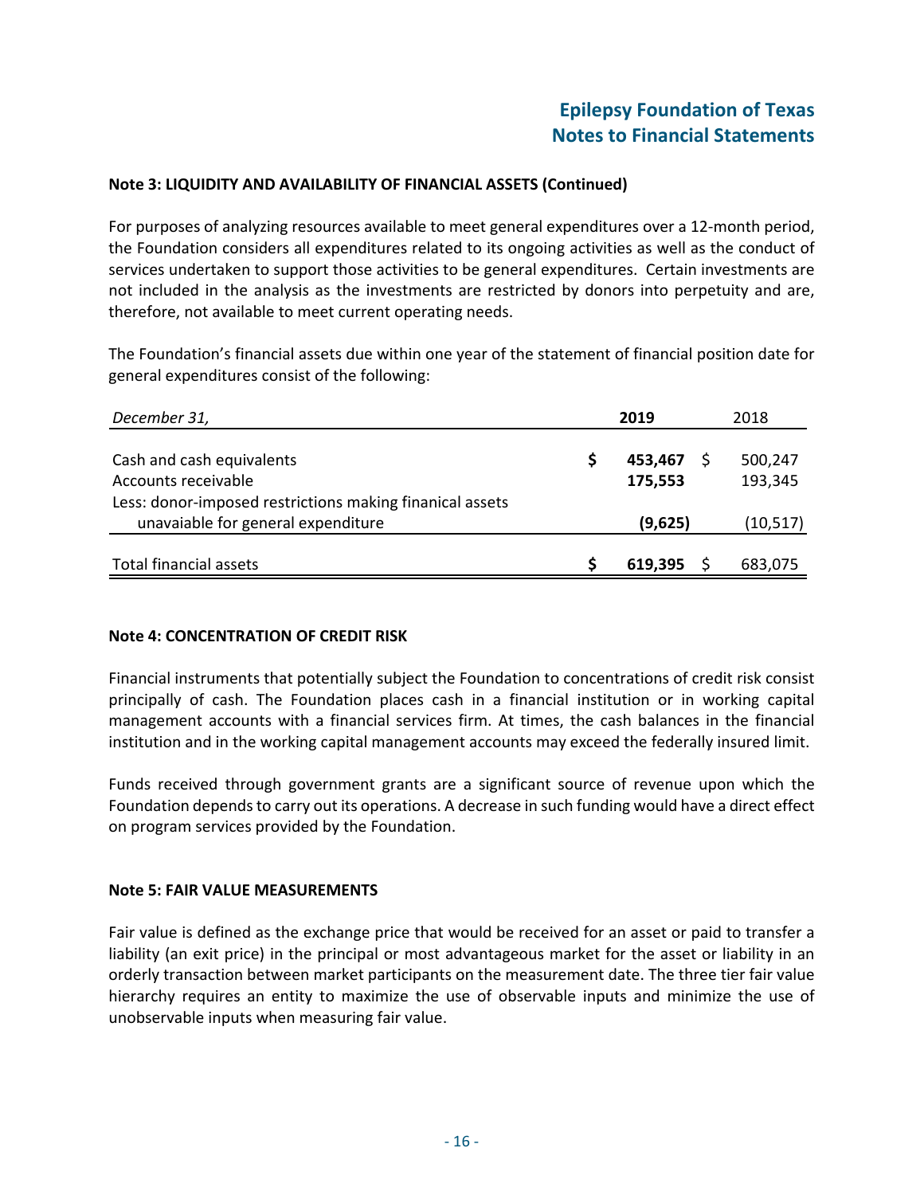### Note 3: LIQUIDITY AND AVAILABILITY OF FINANCIAL ASSETS (Continued)

For purposes of analyzing resources available to meet general expenditures over a 12-month period, the Foundation considers all expenditures related to its ongoing activities as well as the conduct of services undertaken to support those activities to be general expenditures. Certain investments are not included in the analysis as the investments are restricted by donors into perpetuity and are, therefore, not available to meet current operating needs.

The Foundation's financial assets due within one year of the statement of financial position date for general expenditures consist of the following:

| *December 31,* | **2019** | 2018 |
|---|---|---|
| Cash and cash equivalents | **$ 453,467** | $ 500,247 |
| Accounts receivable | **175,553** | 193,345 |
| Less: donor-imposed restrictions making finanical assets unavaiable for general expenditure | **(9,625)** | (10,517) |
| Total financial assets | **$ 619,395** | $ 683,075 |

### Note 4: CONCENTRATION OF CREDIT RISK

Financial instruments that potentially subject the Foundation to concentrations of credit risk consist principally of cash. The Foundation places cash in a financial institution or in working capital management accounts with a financial services firm. At times, the cash balances in the financial institution and in the working capital management accounts may exceed the federally insured limit.

Funds received through government grants are a significant source of revenue upon which the Foundation depends to carry out its operations. A decrease in such funding would have a direct effect on program services provided by the Foundation.

### Note 5: FAIR VALUE MEASUREMENTS

Fair value is defined as the exchange price that would be received for an asset or paid to transfer a liability (an exit price) in the principal or most advantageous market for the asset or liability in an orderly transaction between market participants on the measurement date. The three tier fair value hierarchy requires an entity to maximize the use of observable inputs and minimize the use of unobservable inputs when measuring fair value.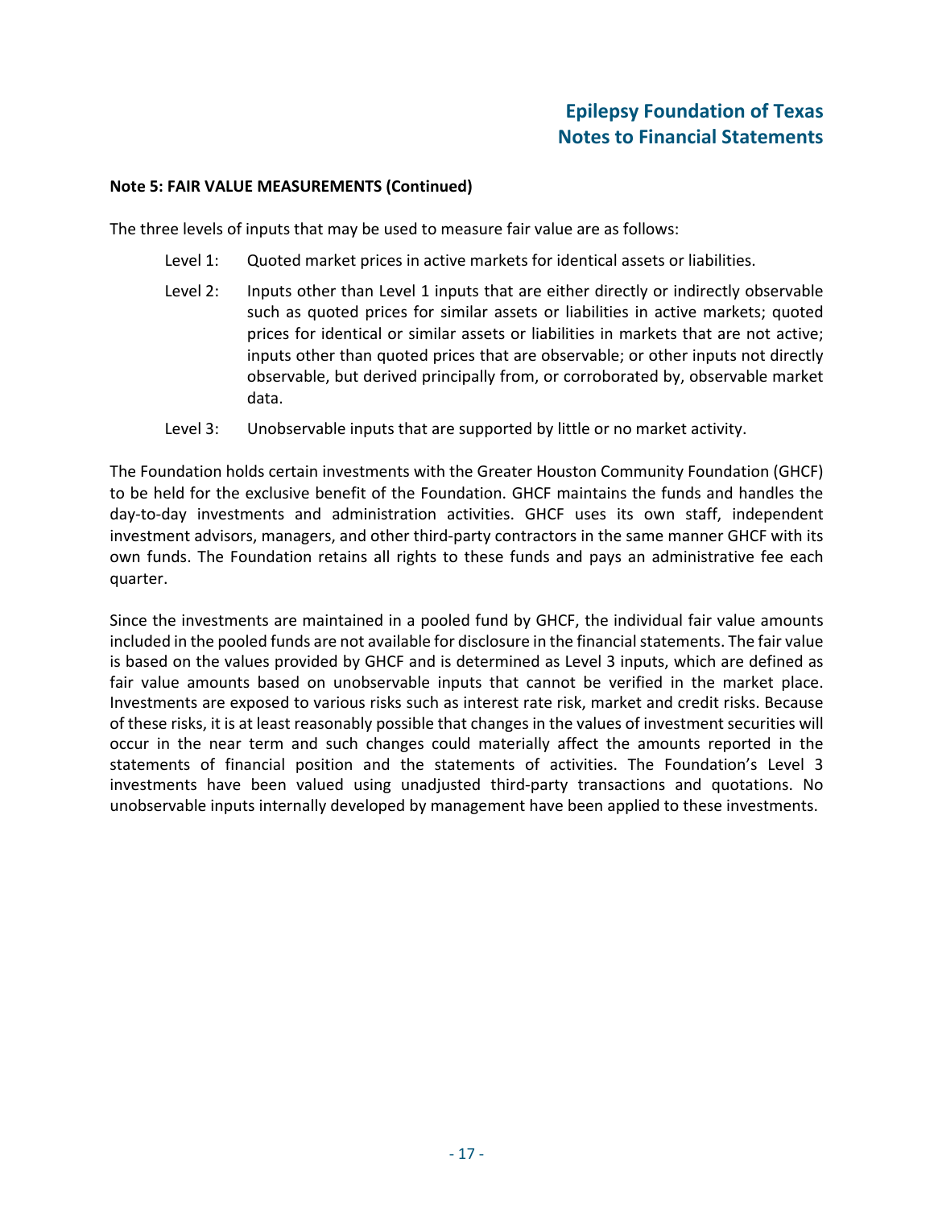**Note 5: FAIR VALUE MEASUREMENTS (Continued)**

The three levels of inputs that may be used to measure fair value are as follows:

- Level 1: Quoted market prices in active markets for identical assets or liabilities.
- Level 2: Inputs other than Level 1 inputs that are either directly or indirectly observable such as quoted prices for similar assets or liabilities in active markets; quoted prices for identical or similar assets or liabilities in markets that are not active; inputs other than quoted prices that are observable; or other inputs not directly observable, but derived principally from, or corroborated by, observable market data.
- Level 3: Unobservable inputs that are supported by little or no market activity.

The Foundation holds certain investments with the Greater Houston Community Foundation (GHCF) to be held for the exclusive benefit of the Foundation. GHCF maintains the funds and handles the day-to-day investments and administration activities. GHCF uses its own staff, independent investment advisors, managers, and other third-party contractors in the same manner GHCF with its own funds. The Foundation retains all rights to these funds and pays an administrative fee each quarter.

Since the investments are maintained in a pooled fund by GHCF, the individual fair value amounts included in the pooled funds are not available for disclosure in the financial statements. The fair value is based on the values provided by GHCF and is determined as Level 3 inputs, which are defined as fair value amounts based on unobservable inputs that cannot be verified in the market place. Investments are exposed to various risks such as interest rate risk, market and credit risks. Because of these risks, it is at least reasonably possible that changes in the values of investment securities will occur in the near term and such changes could materially affect the amounts reported in the statements of financial position and the statements of activities. The Foundation's Level 3 investments have been valued using unadjusted third-party transactions and quotations. No unobservable inputs internally developed by management have been applied to these investments.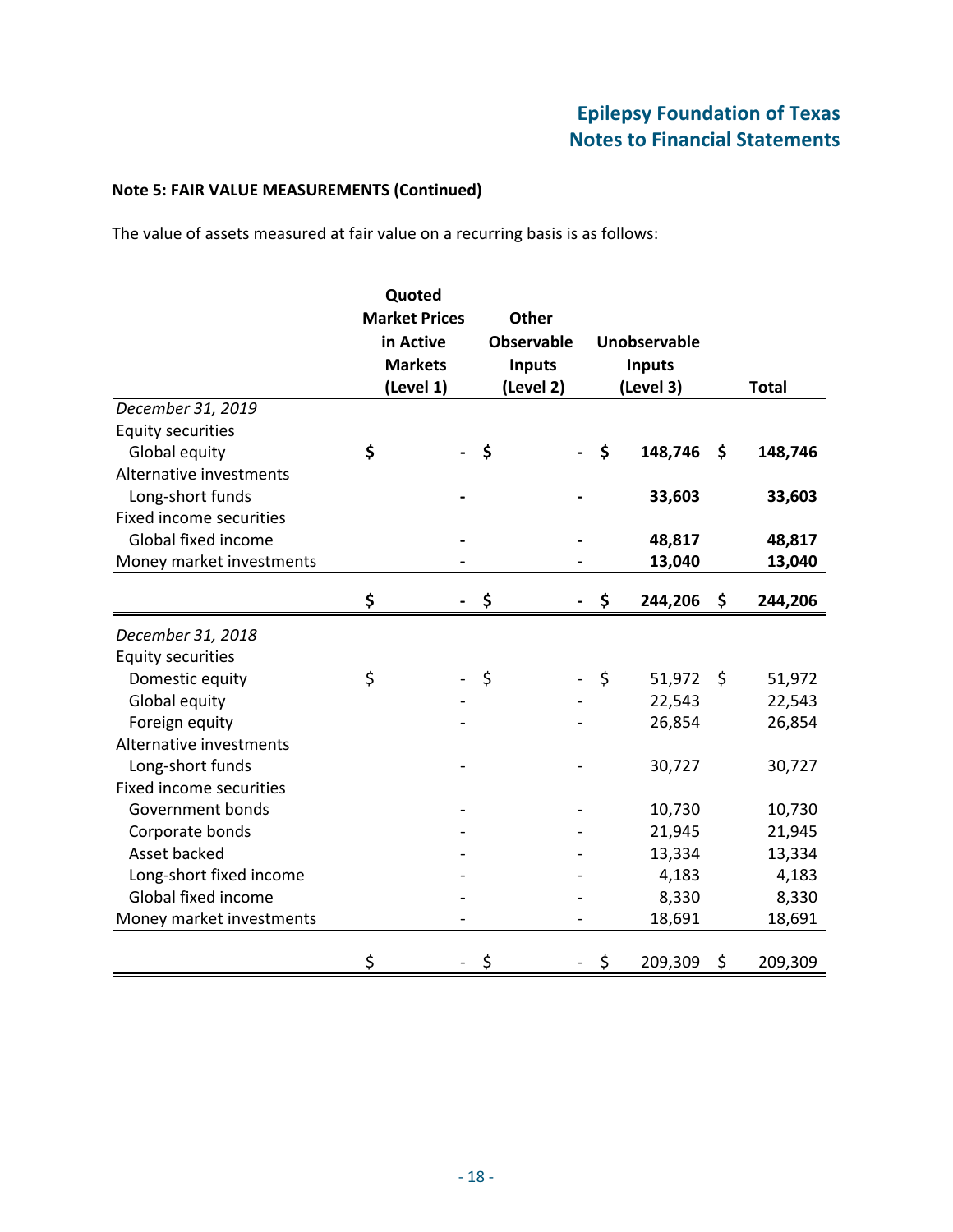**Note 5: FAIR VALUE MEASUREMENTS (Continued)**

The value of assets measured at fair value on a recurring basis is as follows:

| | Quoted Market Prices in Active Markets (Level 1) | Other Observable Inputs (Level 2) | Unobservable Inputs (Level 3) | Total |
|---|---|---|---|---|
| *December 31, 2019* | | | | |
| Equity securities | | | | |
| Global equity | **$ -** | **$ -** | **$ 148,746** | **$ 148,746** |
| Alternative investments | | | | |
| Long-short funds | **-** | **-** | **33,603** | **33,603** |
| Fixed income securities | | | | |
| Global fixed income | **-** | **-** | **48,817** | **48,817** |
| Money market investments | **-** | **-** | **13,040** | **13,040** |
| | **$ -** | **$ -** | **$ 244,206** | **$ 244,206** |
| *December 31, 2018* | | | | |
| Equity securities | | | | |
| Domestic equity | $ - | $ - | $ 51,972 | $ 51,972 |
| Global equity | - | - | 22,543 | 22,543 |
| Foreign equity | - | - | 26,854 | 26,854 |
| Alternative investments | | | | |
| Long-short funds | - | - | 30,727 | 30,727 |
| Fixed income securities | | | | |
| Government bonds | - | - | 10,730 | 10,730 |
| Corporate bonds | - | - | 21,945 | 21,945 |
| Asset backed | - | - | 13,334 | 13,334 |
| Long-short fixed income | - | - | 4,183 | 4,183 |
| Global fixed income | - | - | 8,330 | 8,330 |
| Money market investments | - | - | 18,691 | 18,691 |
| | $ - | $ - | $ 209,309 | $ 209,309 |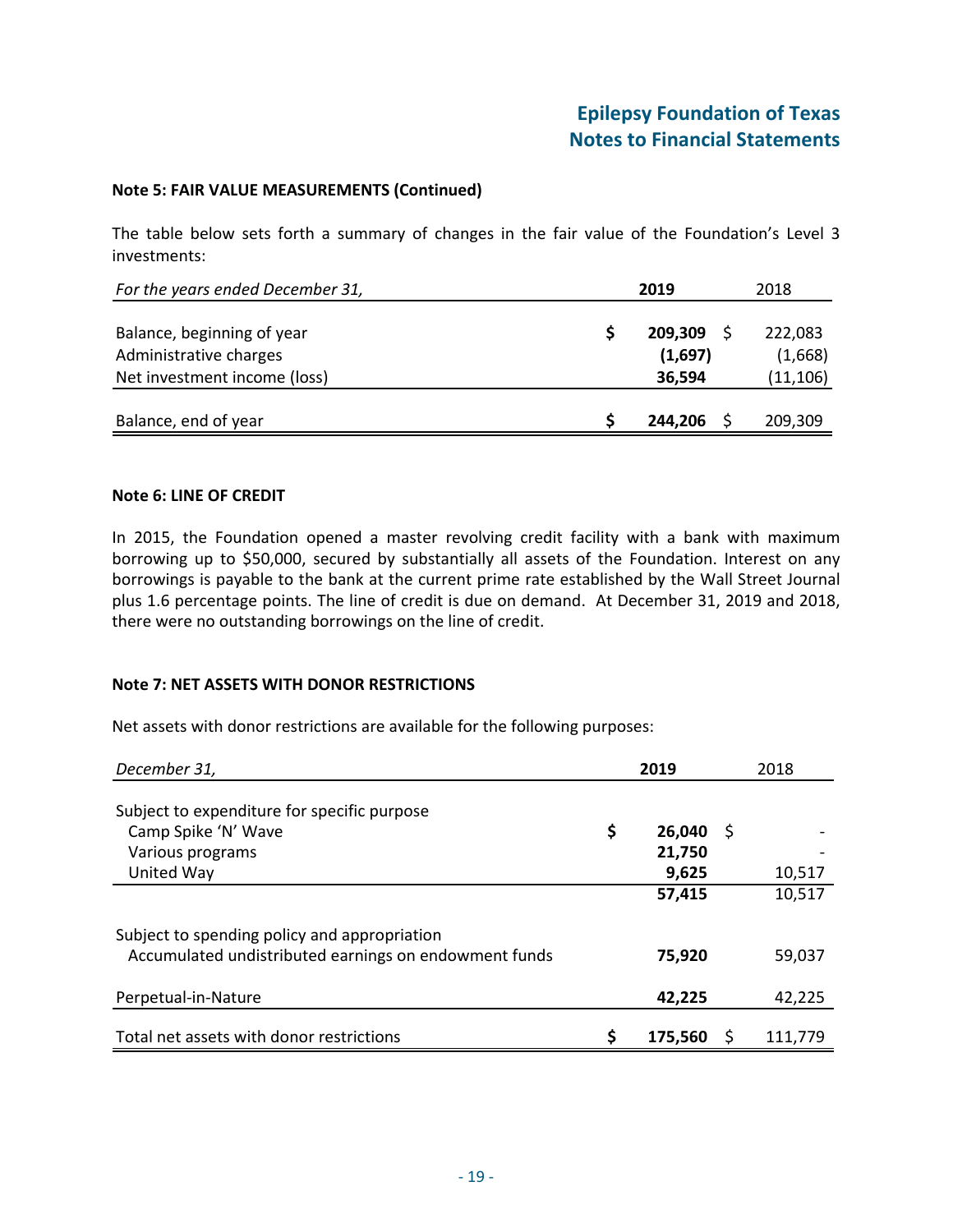### Note 5: FAIR VALUE MEASUREMENTS (Continued)

The table below sets forth a summary of changes in the fair value of the Foundation's Level 3 investments:

| *For the years ended December 31,* | **2019** | 2018 |
|---|---|---|
| Balance, beginning of year | **$ 209,309** | $ 222,083 |
| Administrative charges | **(1,697)** | (1,668) |
| Net investment income (loss) | **36,594** | (11,106) |
| Balance, end of year | **$ 244,206** | $ 209,309 |

### Note 6: LINE OF CREDIT

In 2015, the Foundation opened a master revolving credit facility with a bank with maximum borrowing up to $50,000, secured by substantially all assets of the Foundation. Interest on any borrowings is payable to the bank at the current prime rate established by the Wall Street Journal plus 1.6 percentage points. The line of credit is due on demand. At December 31, 2019 and 2018, there were no outstanding borrowings on the line of credit.

### Note 7: NET ASSETS WITH DONOR RESTRICTIONS

Net assets with donor restrictions are available for the following purposes:

| *December 31,* | **2019** | 2018 |
|---|---|---|
| Subject to expenditure for specific purpose | | |
| Camp Spike 'N' Wave | **$ 26,040** | $ - |
| Various programs | **21,750** | - |
| United Way | **9,625** | 10,517 |
| | **57,415** | 10,517 |
| Subject to spending policy and appropriation | | |
| Accumulated undistributed earnings on endowment funds | **75,920** | 59,037 |
| Perpetual-in-Nature | **42,225** | 42,225 |
| Total net assets with donor restrictions | **$ 175,560** | $ 111,779 |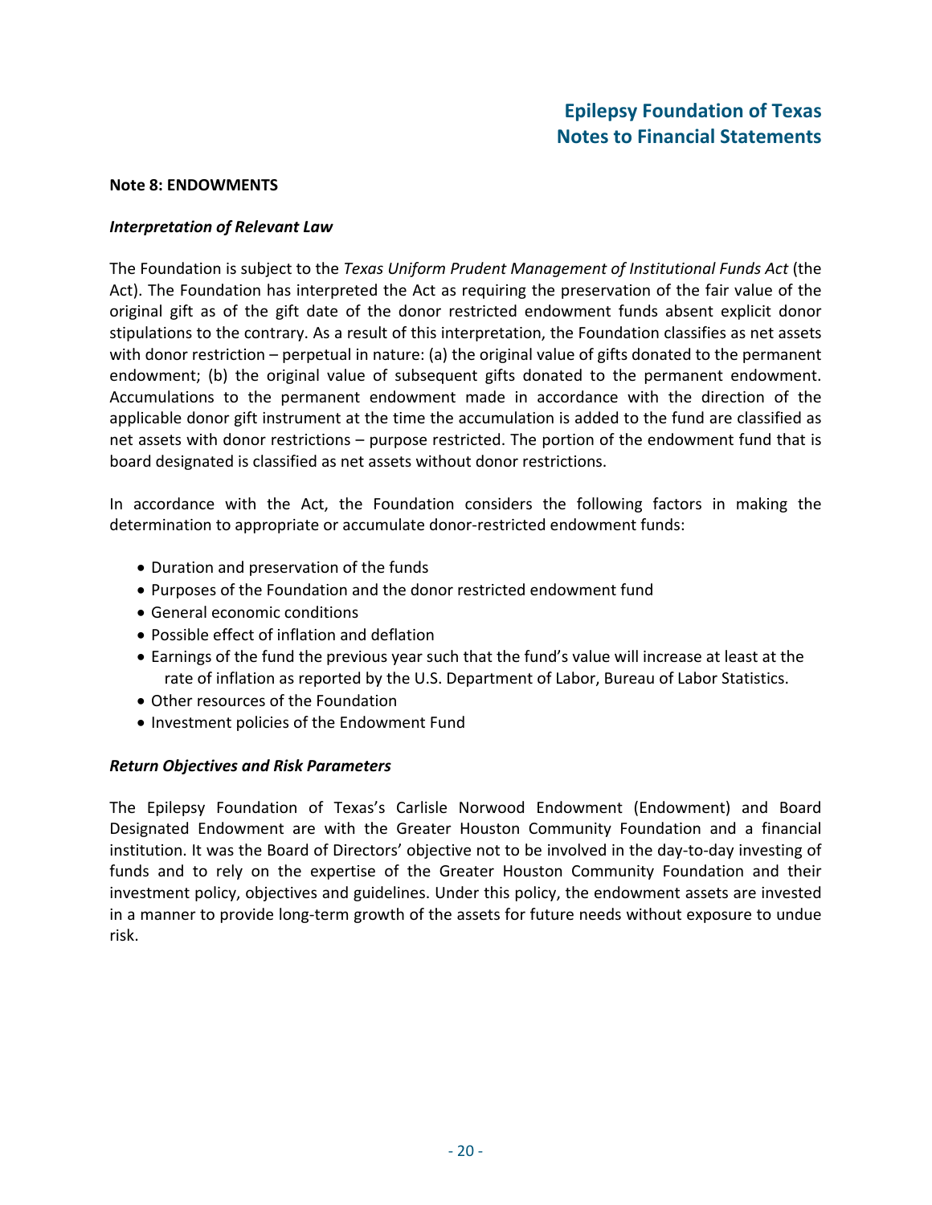**Note 8: ENDOWMENTS**

***Interpretation of Relevant Law***

The Foundation is subject to the *Texas Uniform Prudent Management of Institutional Funds Act* (the Act). The Foundation has interpreted the Act as requiring the preservation of the fair value of the original gift as of the gift date of the donor restricted endowment funds absent explicit donor stipulations to the contrary. As a result of this interpretation, the Foundation classifies as net assets with donor restriction – perpetual in nature: (a) the original value of gifts donated to the permanent endowment; (b) the original value of subsequent gifts donated to the permanent endowment. Accumulations to the permanent endowment made in accordance with the direction of the applicable donor gift instrument at the time the accumulation is added to the fund are classified as net assets with donor restrictions – purpose restricted. The portion of the endowment fund that is board designated is classified as net assets without donor restrictions.

In accordance with the Act, the Foundation considers the following factors in making the determination to appropriate or accumulate donor-restricted endowment funds:

- Duration and preservation of the funds
- Purposes of the Foundation and the donor restricted endowment fund
- General economic conditions
- Possible effect of inflation and deflation
- Earnings of the fund the previous year such that the fund's value will increase at least at the rate of inflation as reported by the U.S. Department of Labor, Bureau of Labor Statistics.
- Other resources of the Foundation
- Investment policies of the Endowment Fund

***Return Objectives and Risk Parameters***

The Epilepsy Foundation of Texas's Carlisle Norwood Endowment (Endowment) and Board Designated Endowment are with the Greater Houston Community Foundation and a financial institution. It was the Board of Directors' objective not to be involved in the day-to-day investing of funds and to rely on the expertise of the Greater Houston Community Foundation and their investment policy, objectives and guidelines. Under this policy, the endowment assets are invested in a manner to provide long-term growth of the assets for future needs without exposure to undue risk.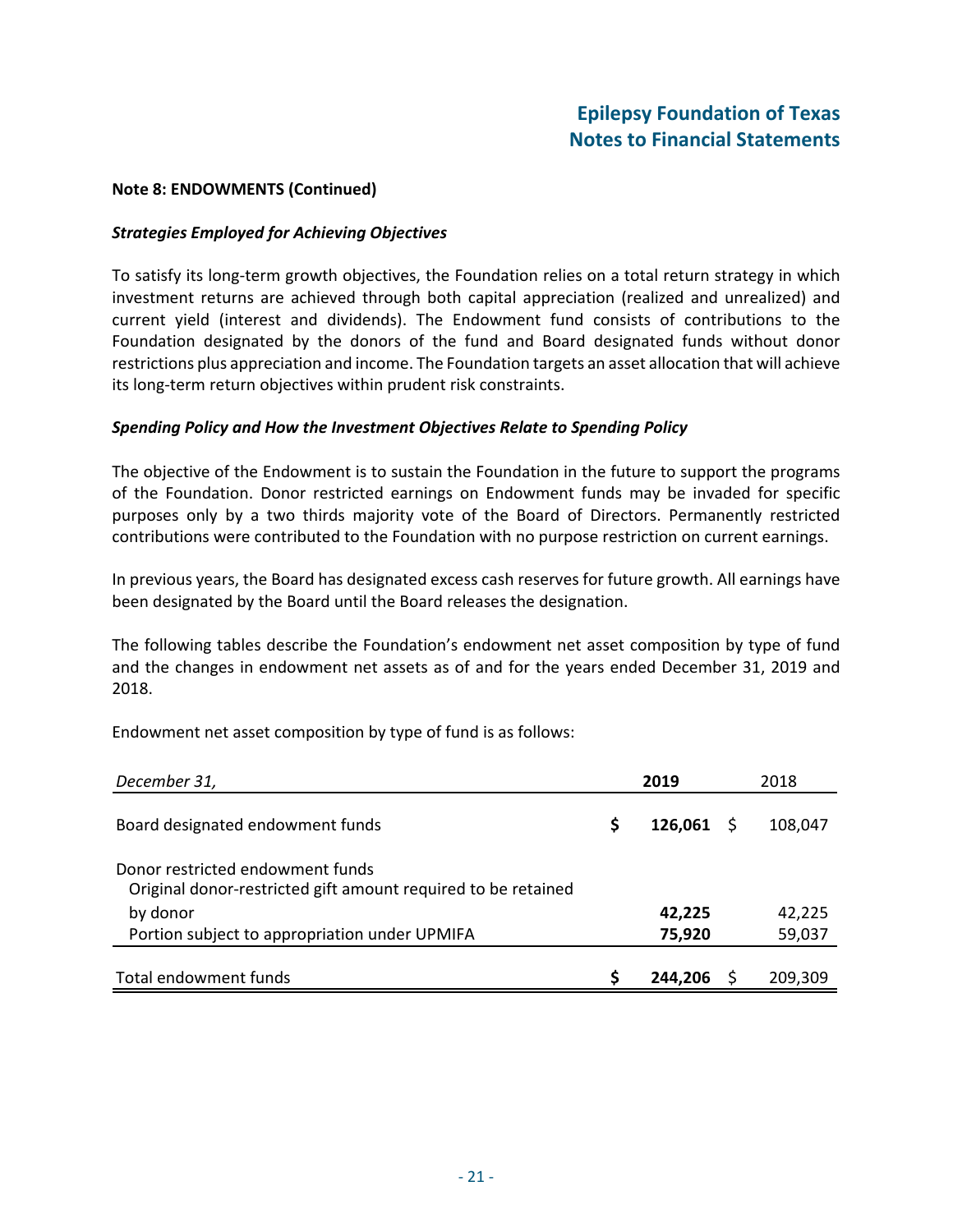**Note 8: ENDOWMENTS (Continued)**

***Strategies Employed for Achieving Objectives***

To satisfy its long-term growth objectives, the Foundation relies on a total return strategy in which investment returns are achieved through both capital appreciation (realized and unrealized) and current yield (interest and dividends). The Endowment fund consists of contributions to the Foundation designated by the donors of the fund and Board designated funds without donor restrictions plus appreciation and income. The Foundation targets an asset allocation that will achieve its long-term return objectives within prudent risk constraints.

***Spending Policy and How the Investment Objectives Relate to Spending Policy***

The objective of the Endowment is to sustain the Foundation in the future to support the programs of the Foundation. Donor restricted earnings on Endowment funds may be invaded for specific purposes only by a two thirds majority vote of the Board of Directors. Permanently restricted contributions were contributed to the Foundation with no purpose restriction on current earnings.

In previous years, the Board has designated excess cash reserves for future growth. All earnings have been designated by the Board until the Board releases the designation.

The following tables describe the Foundation's endowment net asset composition by type of fund and the changes in endowment net assets as of and for the years ended December 31, 2019 and 2018.

Endowment net asset composition by type of fund is as follows:

| *December 31,* | **2019** | 2018 |
|---|---|---|
| Board designated endowment funds | **$ 126,061** | $ 108,047 |
| Donor restricted endowment funds | | |
| Original donor-restricted gift amount required to be retained by donor | **42,225** | 42,225 |
| Portion subject to appropriation under UPMIFA | **75,920** | 59,037 |
| Total endowment funds | **$ 244,206** | $ 209,309 |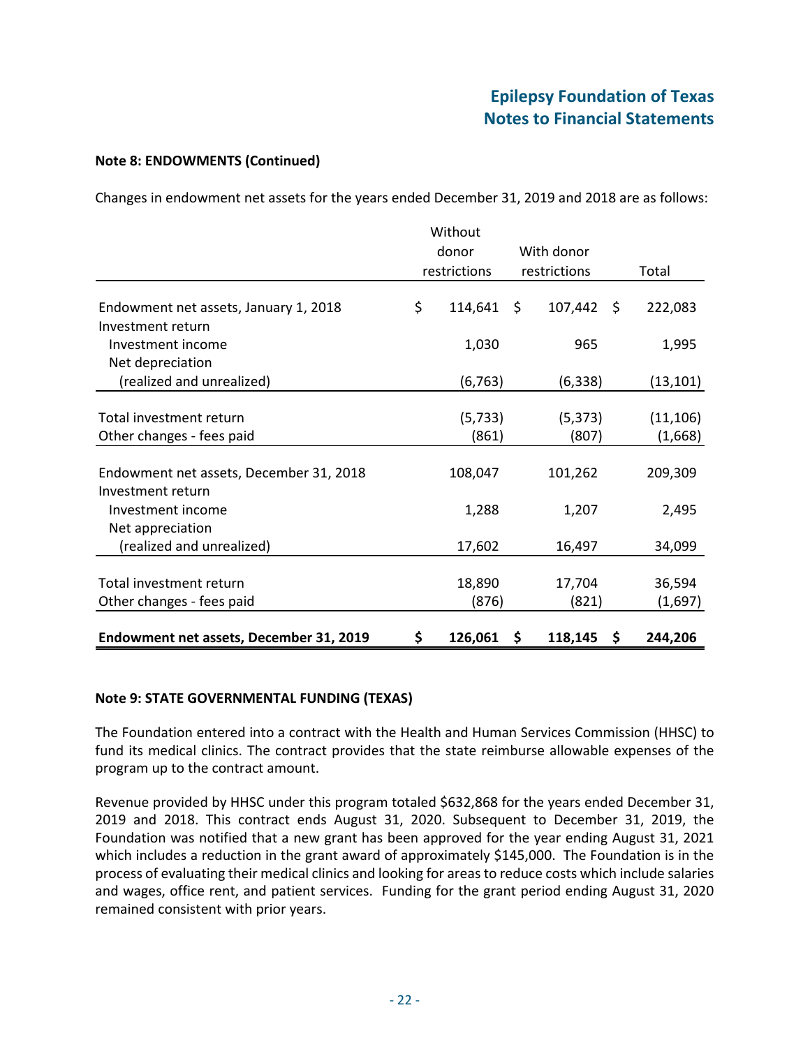### Note 8: ENDOWMENTS (Continued)

Changes in endowment net assets for the years ended December 31, 2019 and 2018 are as follows:

| | Without donor restrictions | With donor restrictions | Total |
|---|---|---|---|
| Endowment net assets, January 1, 2018 | $ 114,641 | $ 107,442 | $ 222,083 |
| Investment return | | | |
| Investment income | 1,030 | 965 | 1,995 |
| Net depreciation (realized and unrealized) | (6,763) | (6,338) | (13,101) |
| Total investment return | (5,733) | (5,373) | (11,106) |
| Other changes - fees paid | (861) | (807) | (1,668) |
| Endowment net assets, December 31, 2018 | 108,047 | 101,262 | 209,309 |
| Investment return | | | |
| Investment income | 1,288 | 1,207 | 2,495 |
| Net appreciation (realized and unrealized) | 17,602 | 16,497 | 34,099 |
| Total investment return | 18,890 | 17,704 | 36,594 |
| Other changes - fees paid | (876) | (821) | (1,697) |
| **Endowment net assets, December 31, 2019** | **$ 126,061** | **$ 118,145** | **$ 244,206** |

### Note 9: STATE GOVERNMENTAL FUNDING (TEXAS)

The Foundation entered into a contract with the Health and Human Services Commission (HHSC) to fund its medical clinics. The contract provides that the state reimburse allowable expenses of the program up to the contract amount.

Revenue provided by HHSC under this program totaled $632,868 for the years ended December 31, 2019 and 2018. This contract ends August 31, 2020. Subsequent to December 31, 2019, the Foundation was notified that a new grant has been approved for the year ending August 31, 2021 which includes a reduction in the grant award of approximately $145,000. The Foundation is in the process of evaluating their medical clinics and looking for areas to reduce costs which include salaries and wages, office rent, and patient services. Funding for the grant period ending August 31, 2020 remained consistent with prior years.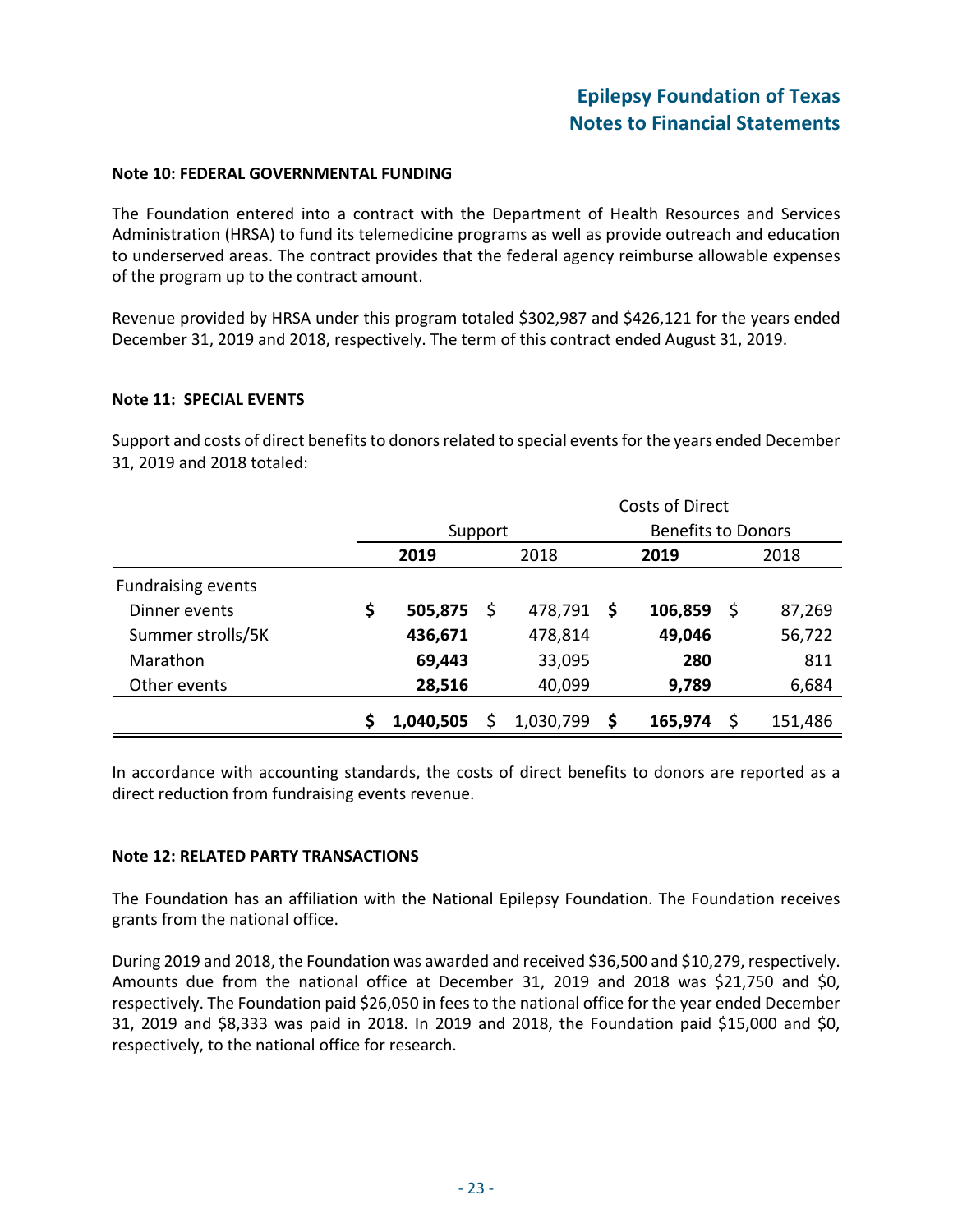**Note 10: FEDERAL GOVERNMENTAL FUNDING**

The Foundation entered into a contract with the Department of Health Resources and Services Administration (HRSA) to fund its telemedicine programs as well as provide outreach and education to underserved areas. The contract provides that the federal agency reimburse allowable expenses of the program up to the contract amount.

Revenue provided by HRSA under this program totaled $302,987 and $426,121 for the years ended December 31, 2019 and 2018, respectively. The term of this contract ended August 31, 2019.

**Note 11: SPECIAL EVENTS**

Support and costs of direct benefits to donors related to special events for the years ended December 31, 2019 and 2018 totaled:

| | Support | | Costs of Direct Benefits to Donors | |
|---|---|---|---|---|
| | **2019** | 2018 | **2019** | 2018 |
| Fundraising events | | | | |
| Dinner events | **$ 505,875** | $ 478,791 | **$ 106,859** | $ 87,269 |
| Summer strolls/5K | **436,671** | 478,814 | **49,046** | 56,722 |
| Marathon | **69,443** | 33,095 | **280** | 811 |
| Other events | **28,516** | 40,099 | **9,789** | 6,684 |
| | **$ 1,040,505** | $ 1,030,799 | **$ 165,974** | $ 151,486 |

In accordance with accounting standards, the costs of direct benefits to donors are reported as a direct reduction from fundraising events revenue.

**Note 12: RELATED PARTY TRANSACTIONS**

The Foundation has an affiliation with the National Epilepsy Foundation. The Foundation receives grants from the national office.

During 2019 and 2018, the Foundation was awarded and received $36,500 and $10,279, respectively. Amounts due from the national office at December 31, 2019 and 2018 was $21,750 and $0, respectively. The Foundation paid $26,050 in fees to the national office for the year ended December 31, 2019 and $8,333 was paid in 2018. In 2019 and 2018, the Foundation paid $15,000 and $0, respectively, to the national office for research.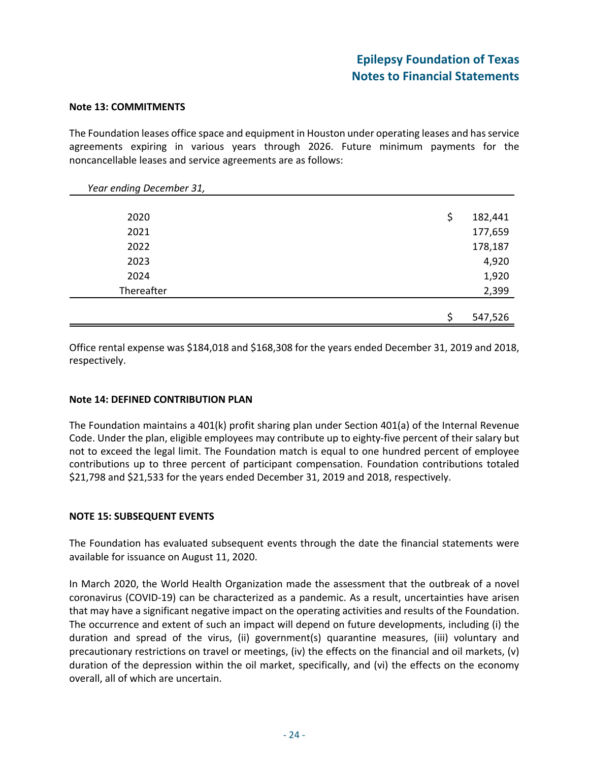## Note 13: COMMITMENTS

The Foundation leases office space and equipment in Houston under operating leases and has service agreements expiring in various years through 2026. Future minimum payments for the noncancellable leases and service agreements are as follows:

| *Year ending December 31,* | |
|---|---|
| 2020 | $ 182,441 |
| 2021 | 177,659 |
| 2022 | 178,187 |
| 2023 | 4,920 |
| 2024 | 1,920 |
| Thereafter | 2,399 |
| | $ 547,526 |

Office rental expense was $184,018 and $168,308 for the years ended December 31, 2019 and 2018, respectively.

## Note 14: DEFINED CONTRIBUTION PLAN

The Foundation maintains a 401(k) profit sharing plan under Section 401(a) of the Internal Revenue Code. Under the plan, eligible employees may contribute up to eighty-five percent of their salary but not to exceed the legal limit. The Foundation match is equal to one hundred percent of employee contributions up to three percent of participant compensation. Foundation contributions totaled $21,798 and $21,533 for the years ended December 31, 2019 and 2018, respectively.

## NOTE 15: SUBSEQUENT EVENTS

The Foundation has evaluated subsequent events through the date the financial statements were available for issuance on August 11, 2020.

In March 2020, the World Health Organization made the assessment that the outbreak of a novel coronavirus (COVID-19) can be characterized as a pandemic. As a result, uncertainties have arisen that may have a significant negative impact on the operating activities and results of the Foundation. The occurrence and extent of such an impact will depend on future developments, including (i) the duration and spread of the virus, (ii) government(s) quarantine measures, (iii) voluntary and precautionary restrictions on travel or meetings, (iv) the effects on the financial and oil markets, (v) duration of the depression within the oil market, specifically, and (vi) the effects on the economy overall, all of which are uncertain.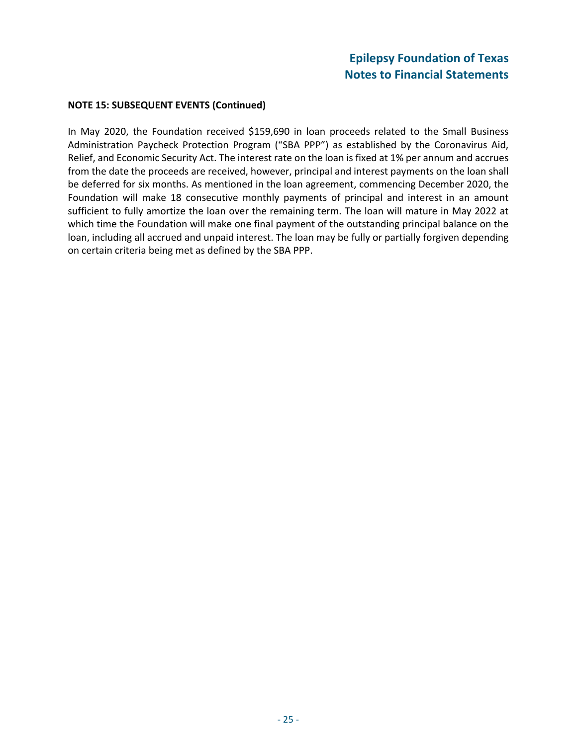**NOTE 15: SUBSEQUENT EVENTS (Continued)**

In May 2020, the Foundation received $159,690 in loan proceeds related to the Small Business Administration Paycheck Protection Program ("SBA PPP") as established by the Coronavirus Aid, Relief, and Economic Security Act. The interest rate on the loan is fixed at 1% per annum and accrues from the date the proceeds are received, however, principal and interest payments on the loan shall be deferred for six months. As mentioned in the loan agreement, commencing December 2020, the Foundation will make 18 consecutive monthly payments of principal and interest in an amount sufficient to fully amortize the loan over the remaining term. The loan will mature in May 2022 at which time the Foundation will make one final payment of the outstanding principal balance on the loan, including all accrued and unpaid interest. The loan may be fully or partially forgiven depending on certain criteria being met as defined by the SBA PPP.